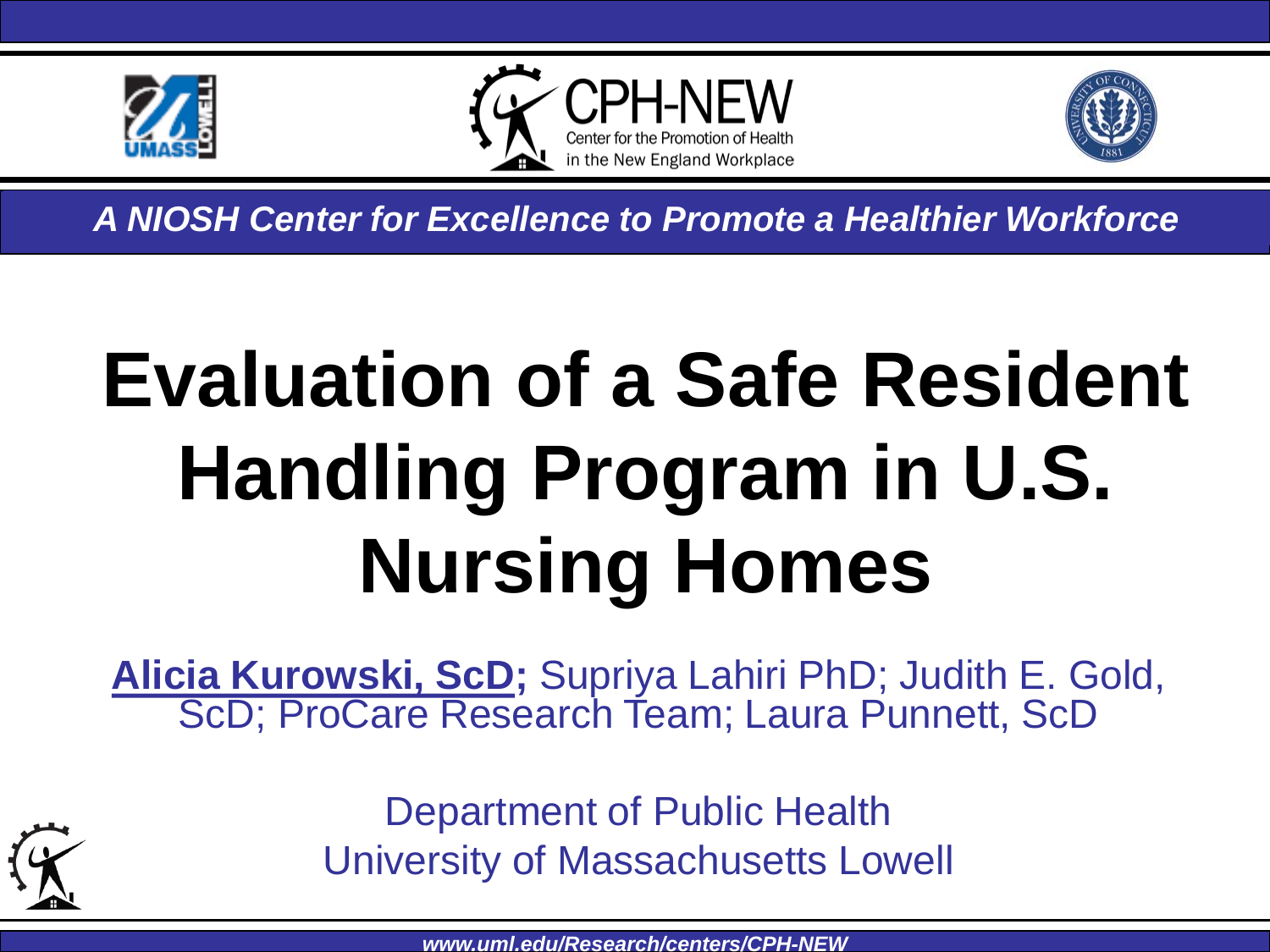CPH-NEW

Center for the Promotion of Health in the New England Workplace

*A NIOSH Center for Excellence to Promote a Healthier Workforce*

# Evaluation of a Safe Resident Handling Program in U.S. Nursing Homes

**Alicia Kurowski, ScD;** Supriya Lahiri PhD; Judith E. Gold, ScD; ProCare Research Team; Laura Punnett, ScD

Department of Public Health
University of Massachusetts Lowell

*www.uml.edu/Research/centers/CPH-NEW*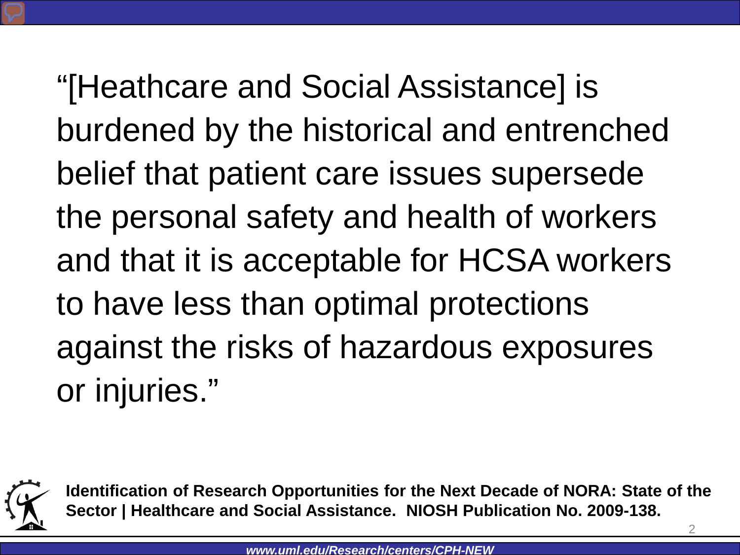"[Heathcare and Social Assistance] is burdened by the historical and entrenched belief that patient care issues supersede the personal safety and health of workers and that it is acceptable for HCSA workers to have less than optimal protections against the risks of hazardous exposures or injuries."

**Identification of Research Opportunities for the Next Decade of NORA: State of the Sector | Healthcare and Social Assistance. NIOSH Publication No. 2009-138.**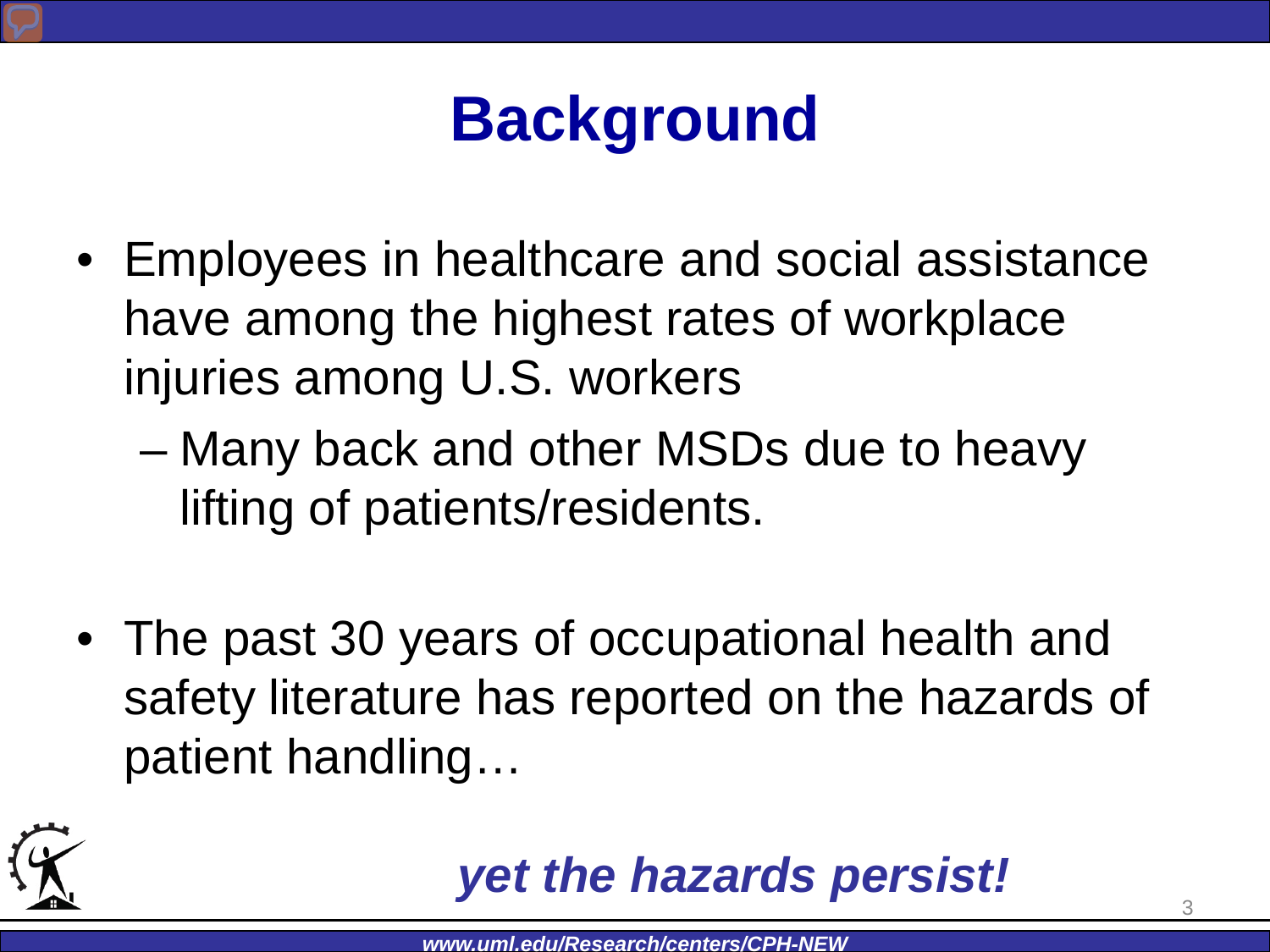# Background

- Employees in healthcare and social assistance have among the highest rates of workplace injuries among U.S. workers
  - Many back and other MSDs due to heavy lifting of patients/residents.

- The past 30 years of occupational health and safety literature has reported on the hazards of patient handling…

***yet the hazards persist!***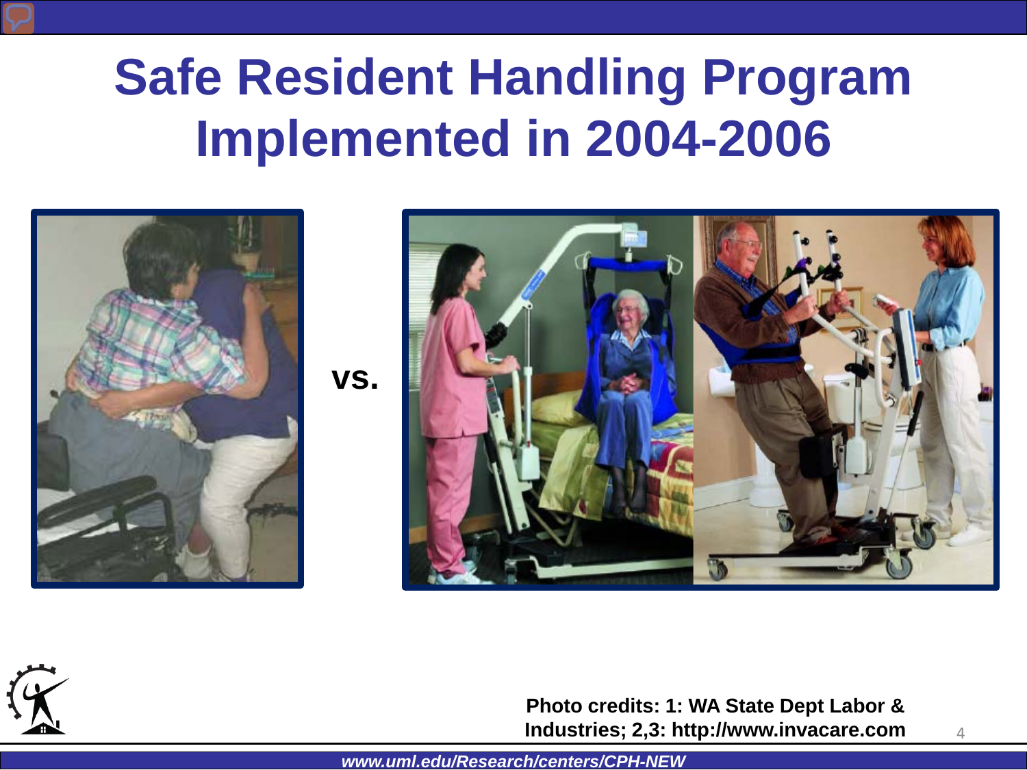# Safe Resident Handling Program Implemented in 2004-2006

vs.

Photo credits: 1: WA State Dept Labor & Industries; 2,3: http://www.invacare.com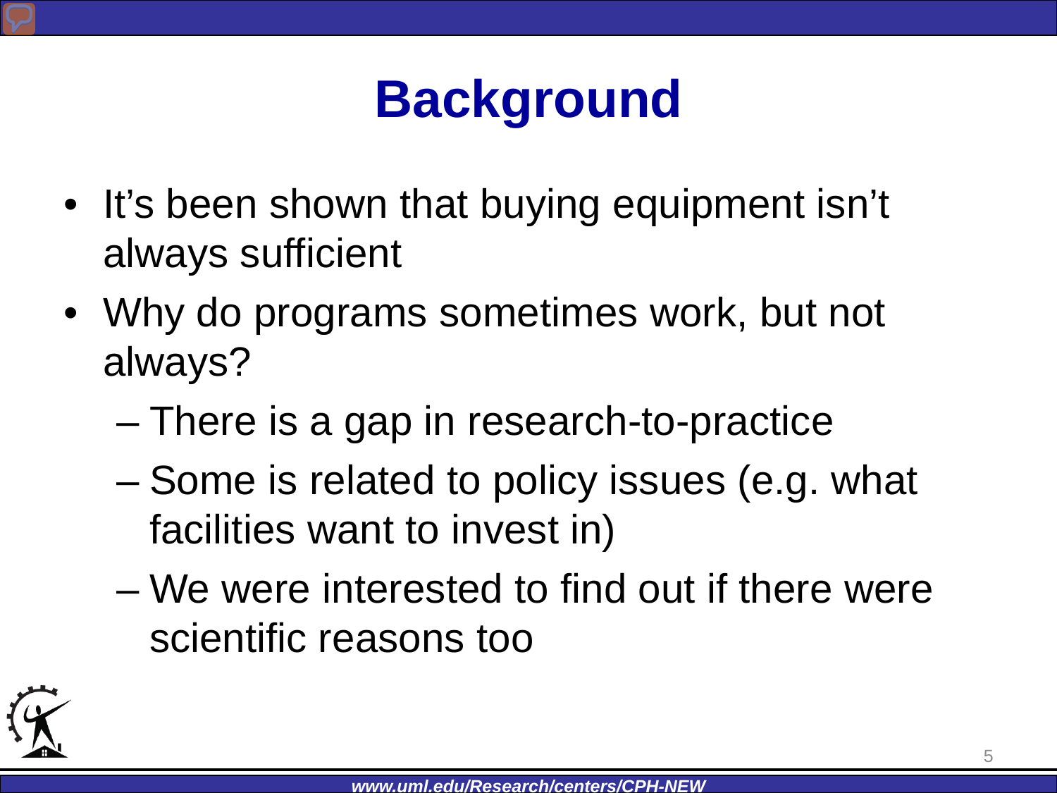# Background

- It's been shown that buying equipment isn't always sufficient
- Why do programs sometimes work, but not always?
  - There is a gap in research-to-practice
  - Some is related to policy issues (e.g. what facilities want to invest in)
  - We were interested to find out if there were scientific reasons too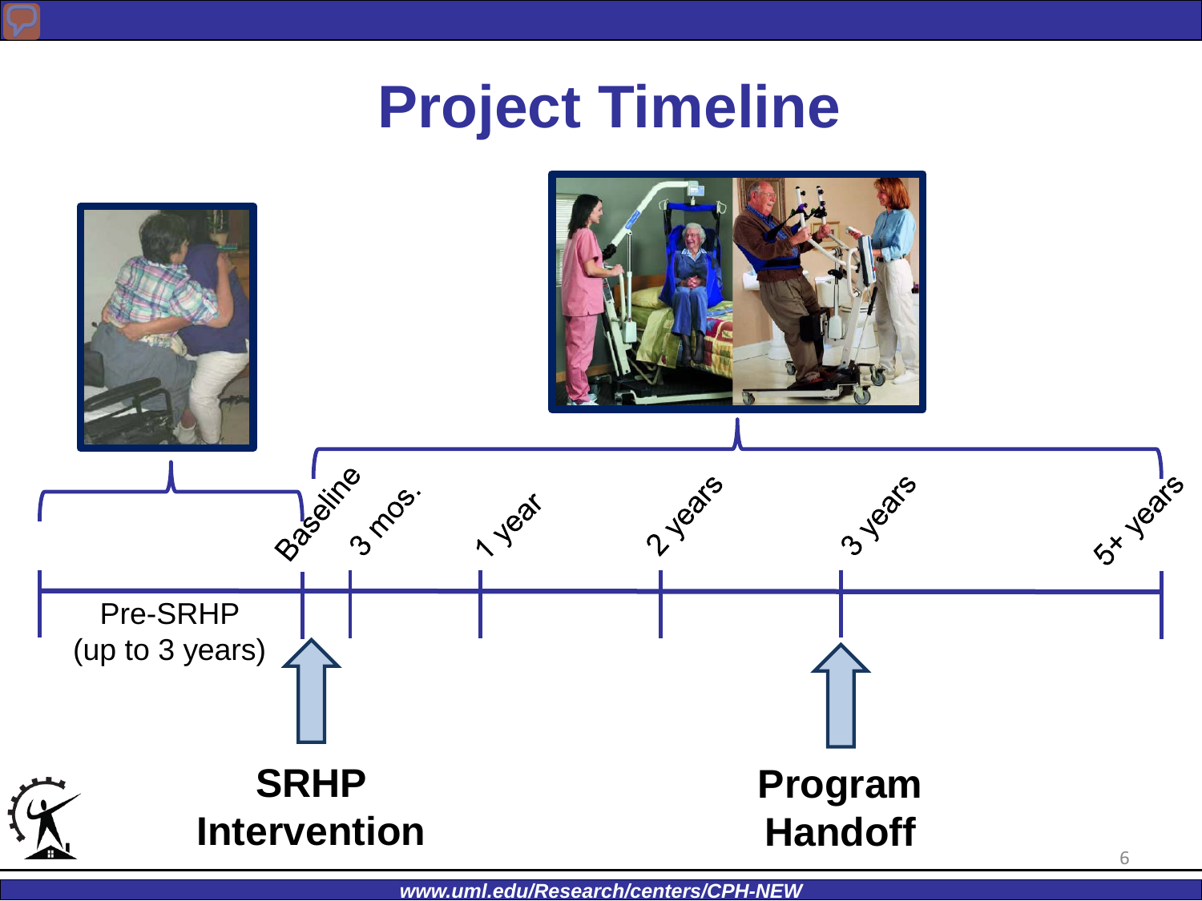# Project Timeline

Baseline | 3 mos. | 1 year | 2 years | 3 years | 5+ years

Pre-SRHP
(up to 3 years)

**SRHP Intervention**

**Program Handoff**

***www.uml.edu/Research/centers/CPH-NEW***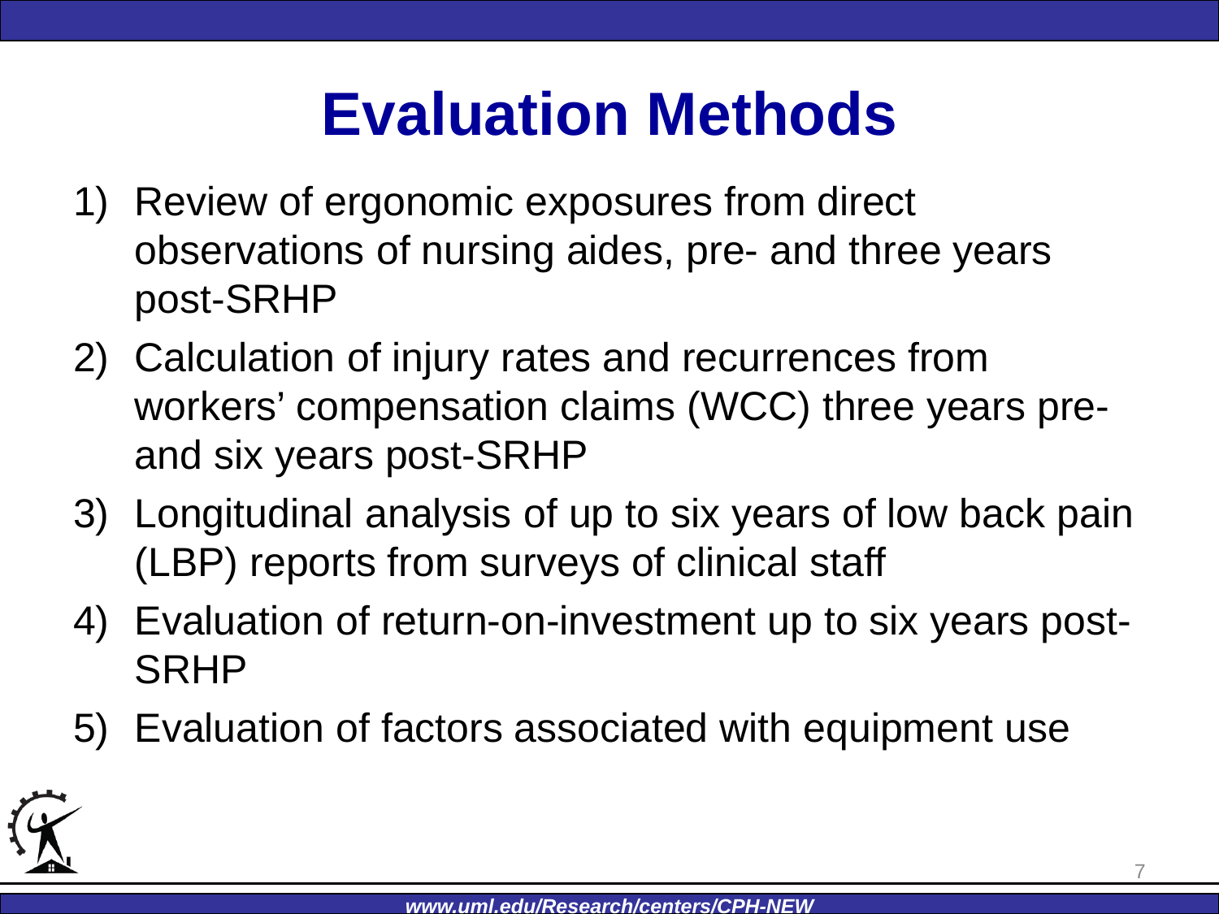# Evaluation Methods

1) Review of ergonomic exposures from direct observations of nursing aides, pre- and three years post-SRHP
2) Calculation of injury rates and recurrences from workers' compensation claims (WCC) three years pre- and six years post-SRHP
3) Longitudinal analysis of up to six years of low back pain (LBP) reports from surveys of clinical staff
4) Evaluation of return-on-investment up to six years post-SRHP
5) Evaluation of factors associated with equipment use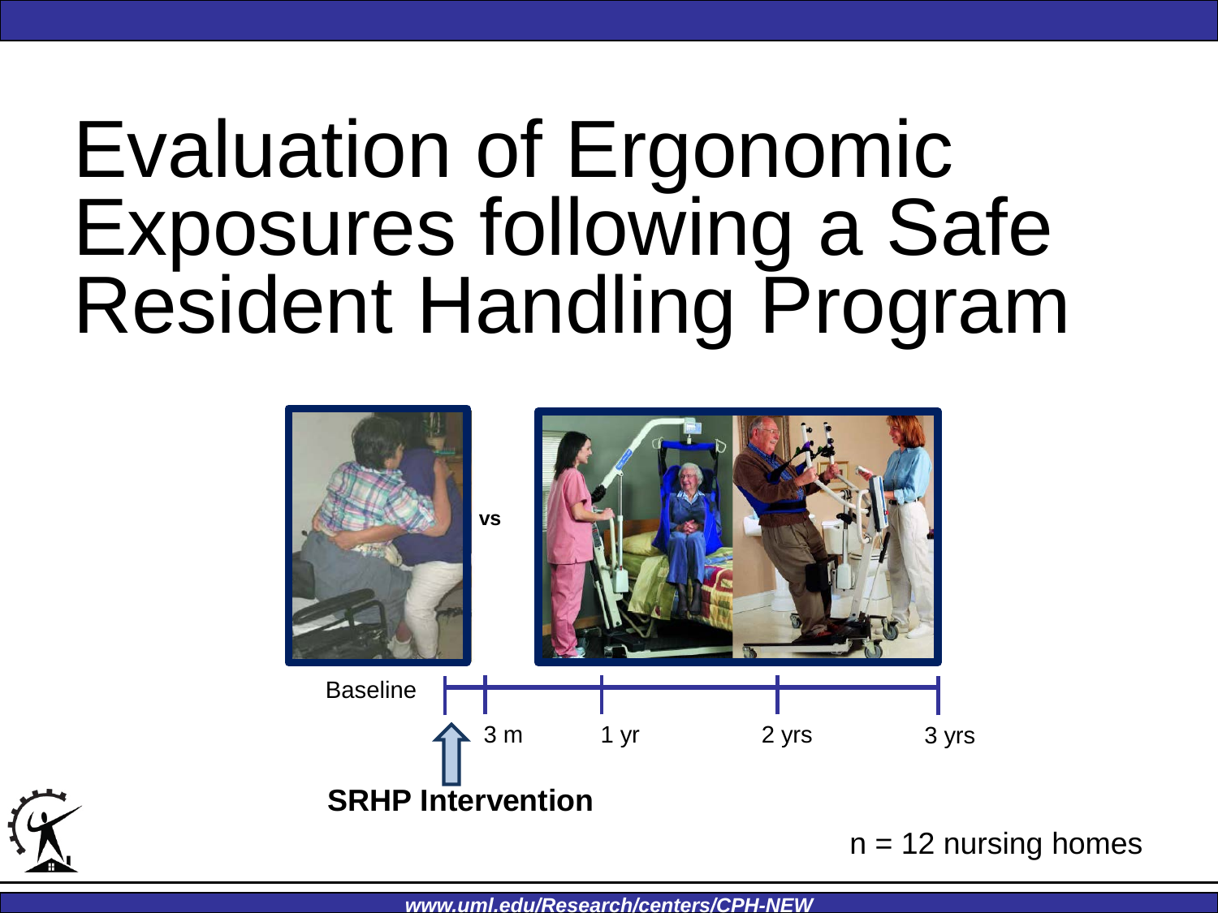# Evaluation of Ergonomic Exposures following a Safe Resident Handling Program

vs

Baseline

3 m

1 yr

2 yrs

3 yrs

**SRHP Intervention**

n = 12 nursing homes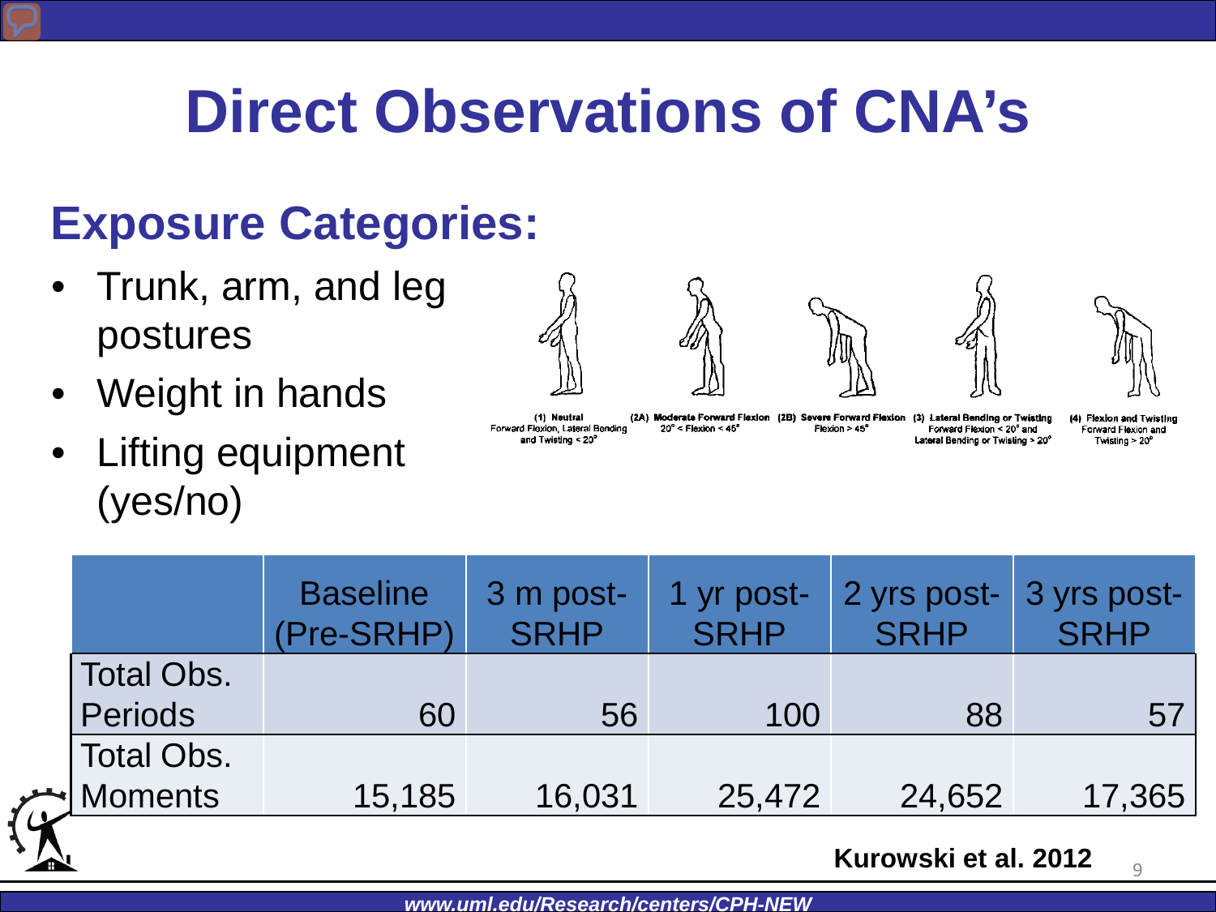# Direct Observations of CNA's

## Exposure Categories:

- Trunk, arm, and leg postures
- Weight in hands
- Lifting equipment (yes/no)

(1) Neutral
Forward Flexion, Lateral Bending and Twisting < 20°

(2A) Moderate Forward Flexion
20° < Flexion < 45°

(2B) Severe Forward Flexion
Flexion > 45°

(3) Lateral Bending or Twisting
Forward Flexion < 20° and Lateral Bending or Twisting > 20°

(4) Flexion and Twisting
Forward Flexion and Twisting > 20°

| | Baseline (Pre-SRHP) | 3 m post-SRHP | 1 yr post-SRHP | 2 yrs post-SRHP | 3 yrs post-SRHP |
|---|---|---|---|---|---|
| Total Obs. Periods | 60 | 56 | 100 | 88 | 57 |
| Total Obs. Moments | 15,185 | 16,031 | 25,472 | 24,652 | 17,365 |

**Kurowski et al. 2012**

*www.uml.edu/Research/centers/CPH-NEW*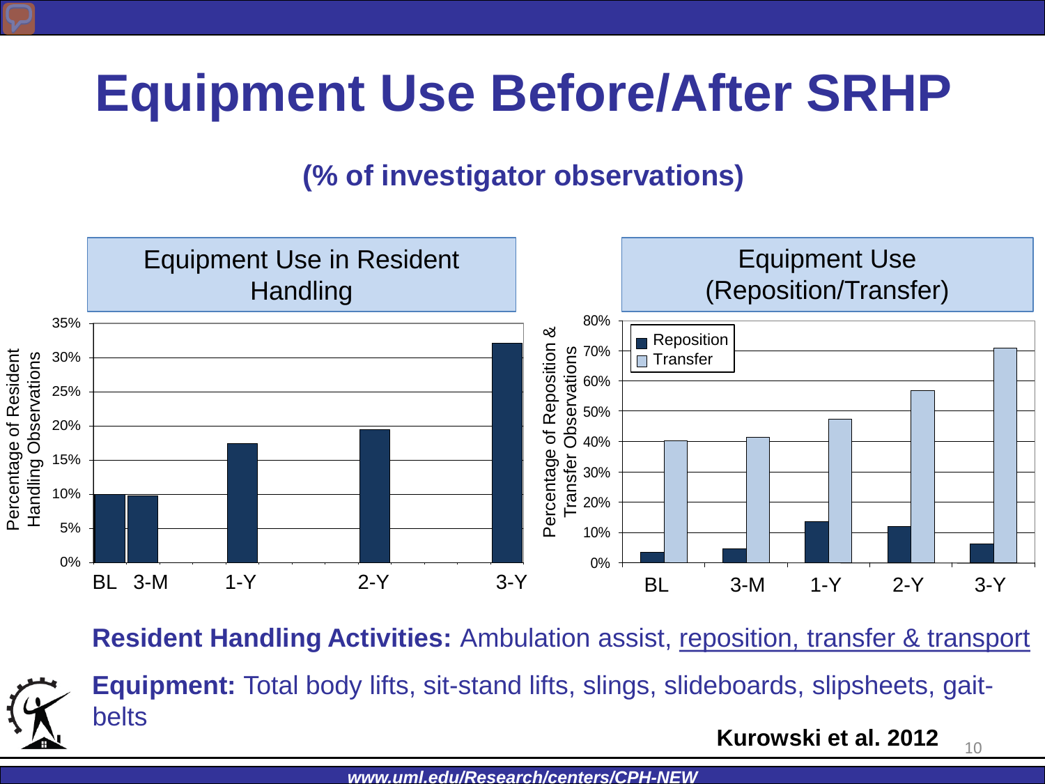# Equipment Use Before/After SRHP

**(% of investigator observations)**

Equipment Use in Resident Handling

Equipment Use (Reposition/Transfer)

**Resident Handling Activities:** Ambulation assist, reposition, transfer & transport

**Equipment:** Total body lifts, sit-stand lifts, slings, slideboards, slipsheets, gait-belts

**Kurowski et al. 2012**

*www.uml.edu/Research/centers/CPH-NEW*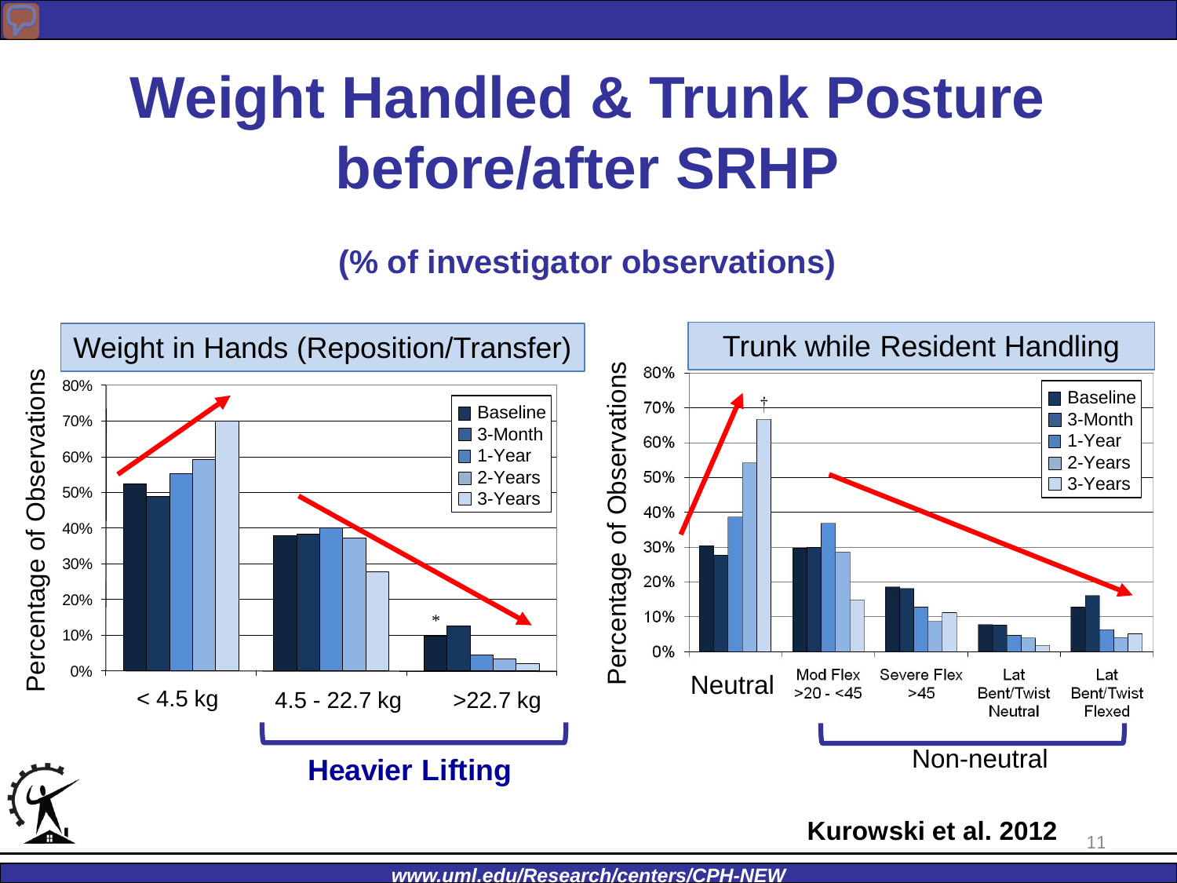# Weight Handled & Trunk Posture before/after SRHP

**(% of investigator observations)**

Weight in Hands (Reposition/Transfer)

Percentage of Observations

Baseline, 3-Month, 1-Year, 2-Years, 3-Years

< 4.5 kg | 4.5 - 22.7 kg | >22.7 kg

*

**Heavier Lifting**

Trunk while Resident Handling

Percentage of Observations

Baseline, 3-Month, 1-Year, 2-Years, 3-Years

†

Neutral | Mod Flex >20 - <45 | Severe Flex >45 | Lat Bent/Twist Neutral | Lat Bent/Twist Flexed

Non-neutral

**Kurowski et al. 2012**

***www.uml.edu/Research/centers/CPH-NEW***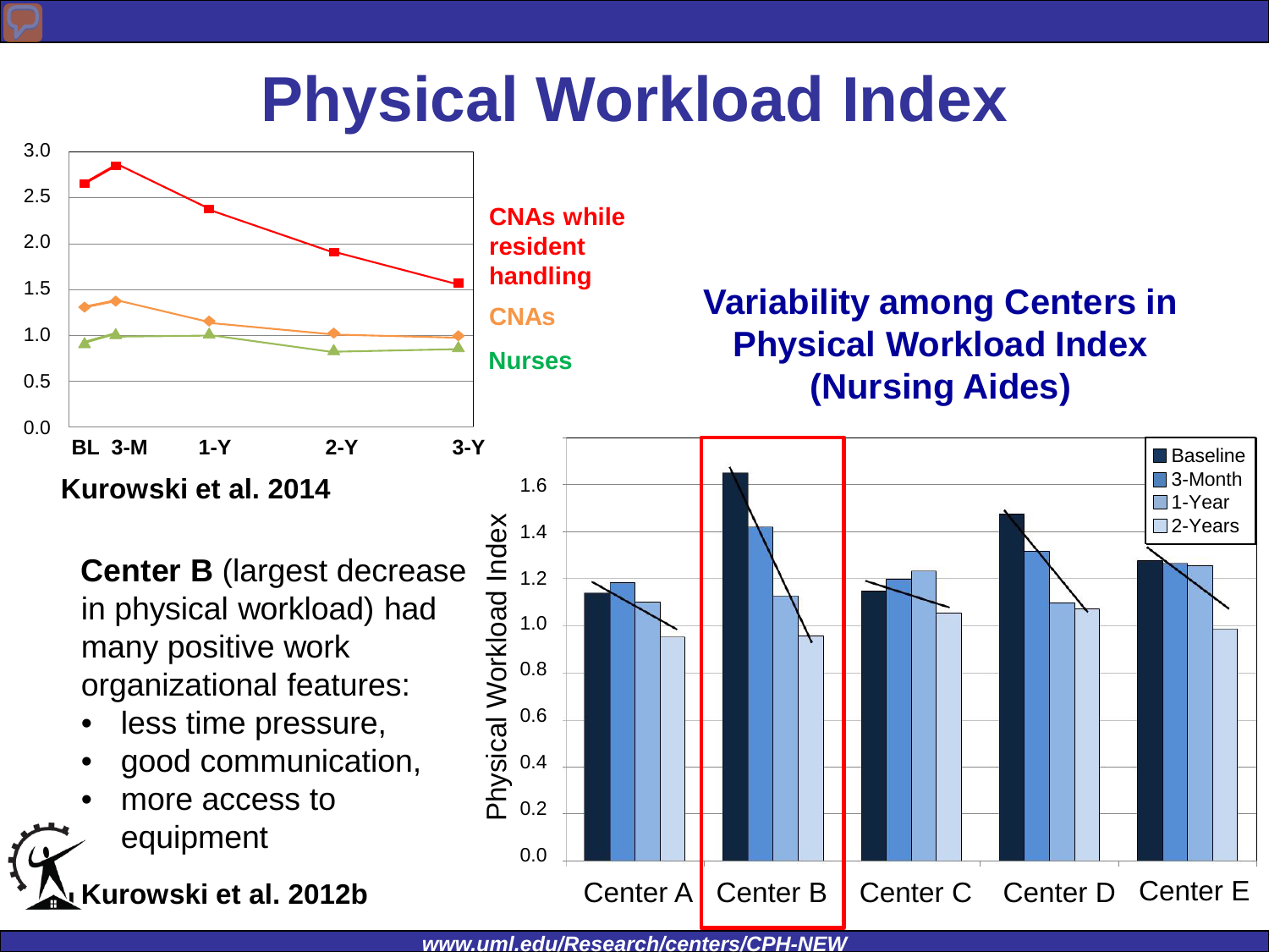# Physical Workload Index

CNAs while resident handling

CNAs

Nurses

BL 3-M 1-Y 2-Y 3-Y

Kurowski et al. 2014

**Variability among Centers in Physical Workload Index (Nursing Aides)**

Physical Workload Index

Baseline
3-Month
1-Year
2-Years

Center A Center B Center C Center D Center E

**Center B** (largest decrease in physical workload) had many positive work organizational features:

- less time pressure,
- good communication,
- more access to equipment

**Kurowski et al. 2012b**

*www.uml.edu/Research/centers/CPH-NEW*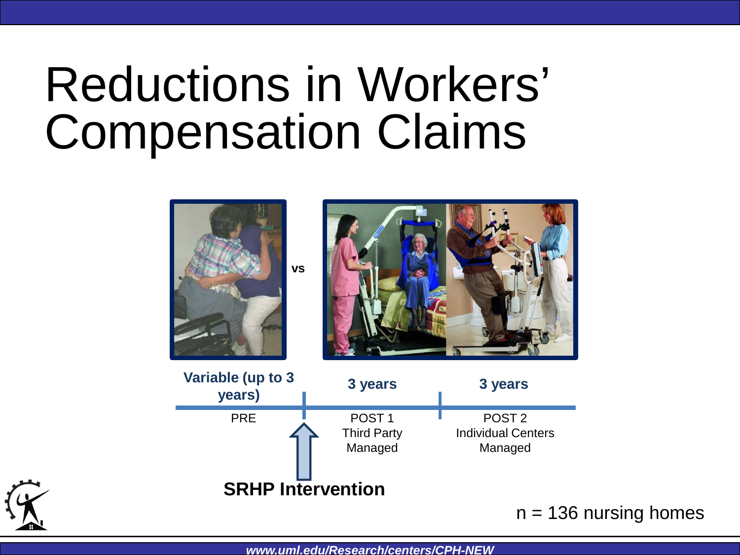# Reductions in Workers' Compensation Claims

vs

| Variable (up to 3 years) | 3 years | 3 years |
| --- | --- | --- |
| PRE | POST 1 Third Party Managed | POST 2 Individual Centers Managed |

**SRHP Intervention**

n = 136 nursing homes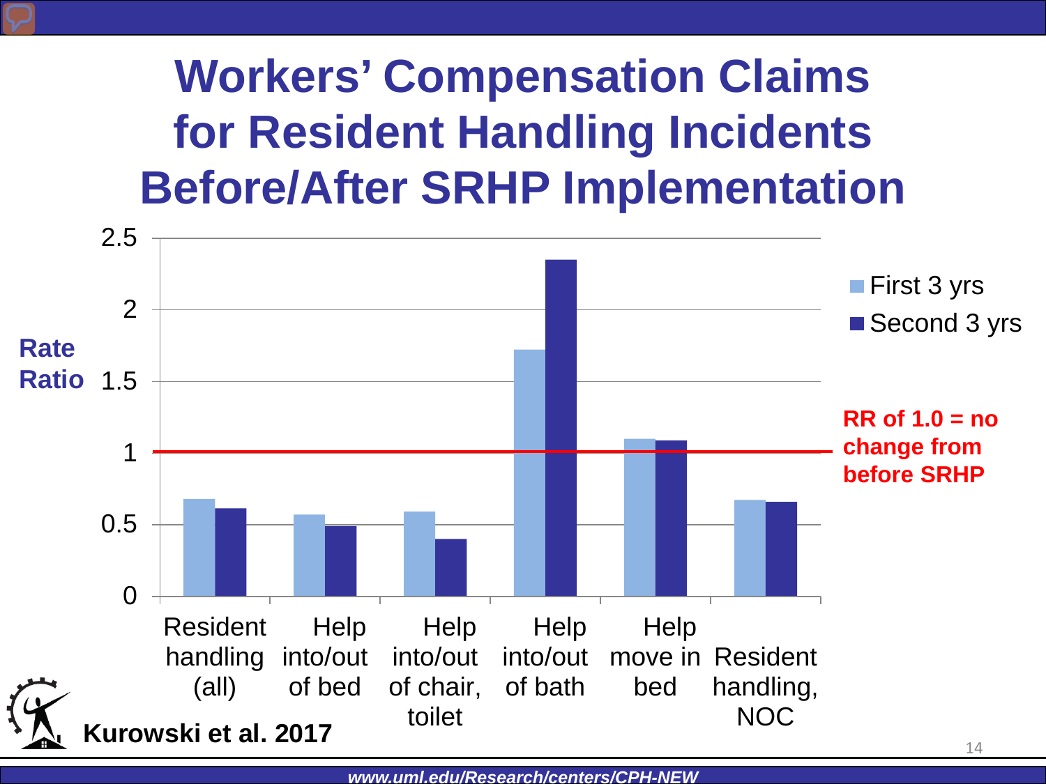# Workers' Compensation Claims for Resident Handling Incidents Before/After SRHP Implementation

Rate Ratio

| | First 3 yrs | Second 3 yrs |
|---|---|---|
| Resident handling (all) | 0.68 | 0.61 |
| Help into/out of bed | 0.57 | 0.49 |
| Help into/out of chair, toilet | 0.59 | 0.40 |
| Help into/out of bath | 1.72 | 2.35 |
| Help move in bed | 1.10 | 1.09 |
| Resident handling, NOC | 0.67 | 0.66 |

**RR of 1.0 = no change from before SRHP**

**Kurowski et al. 2017**

*www.uml.edu/Research/centers/CPH-NEW*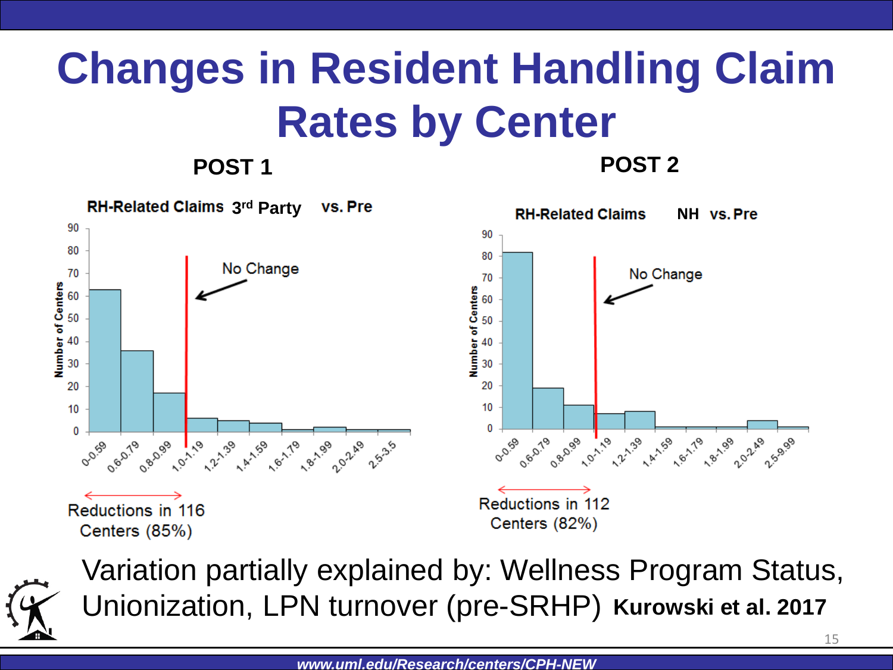# Changes in Resident Handling Claim Rates by Center

**POST 1**

RH-Related Claims 3rd Party vs. Pre

No Change

Reductions in 116 Centers (85%)

**POST 2**

RH-Related Claims NH vs. Pre

No Change

Reductions in 112 Centers (82%)

Variation partially explained by: Wellness Program Status, Unionization, LPN turnover (pre-SRHP) **Kurowski et al. 2017**

*www.uml.edu/Research/centers/CPH-NEW*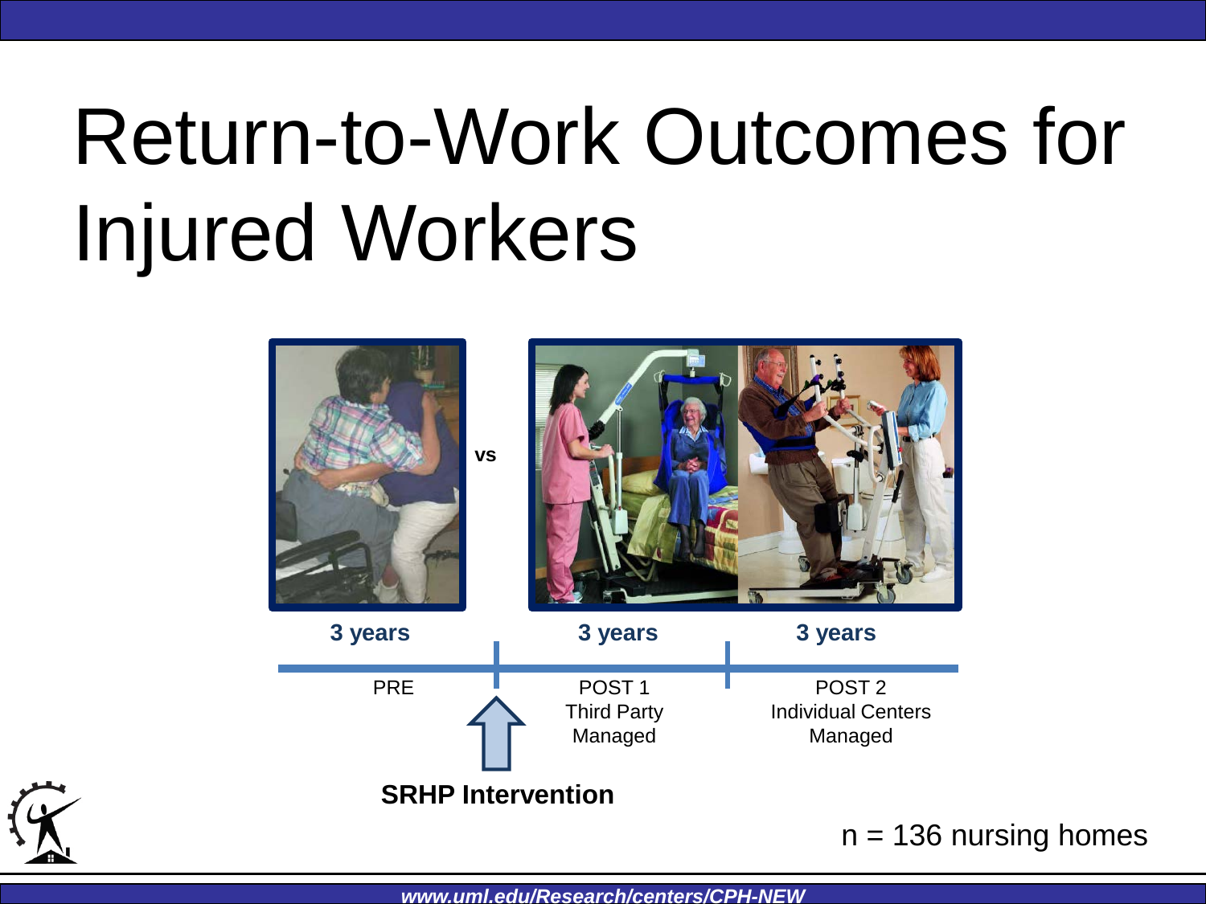# Return-to-Work Outcomes for Injured Workers

vs

| 3 years | 3 years | 3 years |
|---|---|---|
| PRE | POST 1 Third Party Managed | POST 2 Individual Centers Managed |

**SRHP Intervention**

n = 136 nursing homes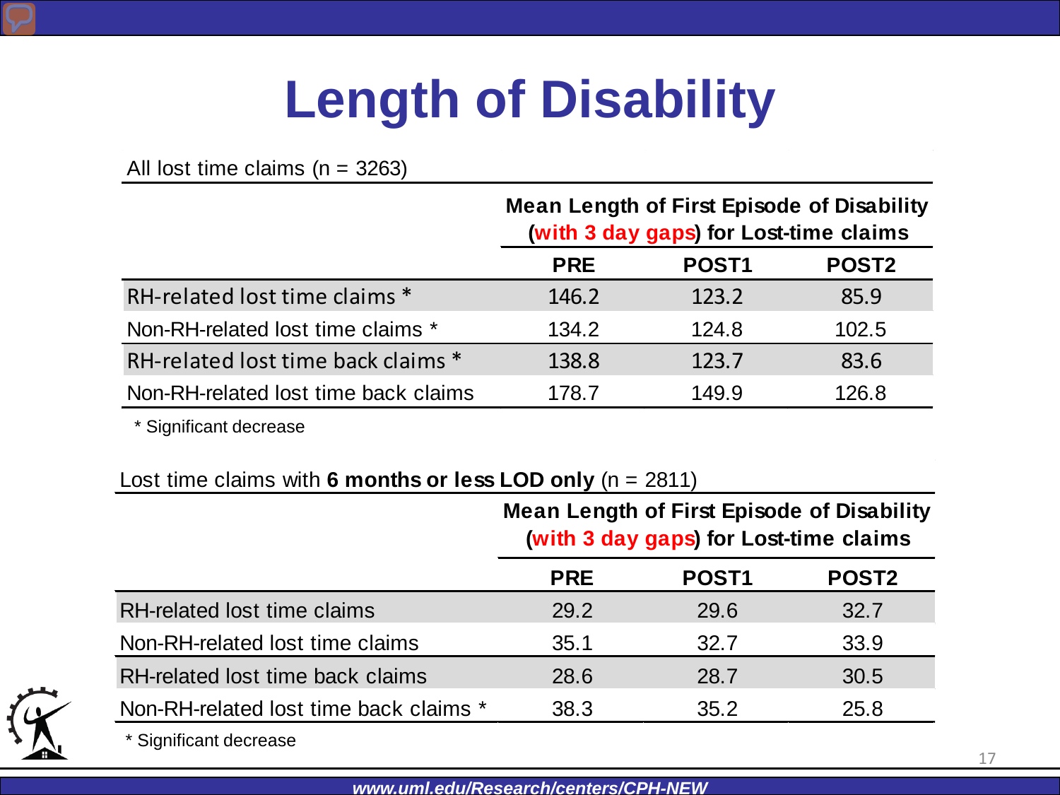# Length of Disability

All lost time claims (n = 3263)

| | Mean Length of First Episode of Disability (with 3 day gaps) for Lost-time claims | | |
|---|---|---|---|
| | PRE | POST1 | POST2 |
| RH-related lost time claims * | 146.2 | 123.2 | 85.9 |
| Non-RH-related lost time claims * | 134.2 | 124.8 | 102.5 |
| RH-related lost time back claims * | 138.8 | 123.7 | 83.6 |
| Non-RH-related lost time back claims | 178.7 | 149.9 | 126.8 |

\* Significant decrease

Lost time claims with **6 months or less LOD only** (n = 2811)

| | Mean Length of First Episode of Disability (with 3 day gaps) for Lost-time claims | | |
|---|---|---|---|
| | PRE | POST1 | POST2 |
| RH-related lost time claims | 29.2 | 29.6 | 32.7 |
| Non-RH-related lost time claims | 35.1 | 32.7 | 33.9 |
| RH-related lost time back claims | 28.6 | 28.7 | 30.5 |
| Non-RH-related lost time back claims * | 38.3 | 35.2 | 25.8 |

\* Significant decrease

*www.uml.edu/Research/centers/CPH-NEW*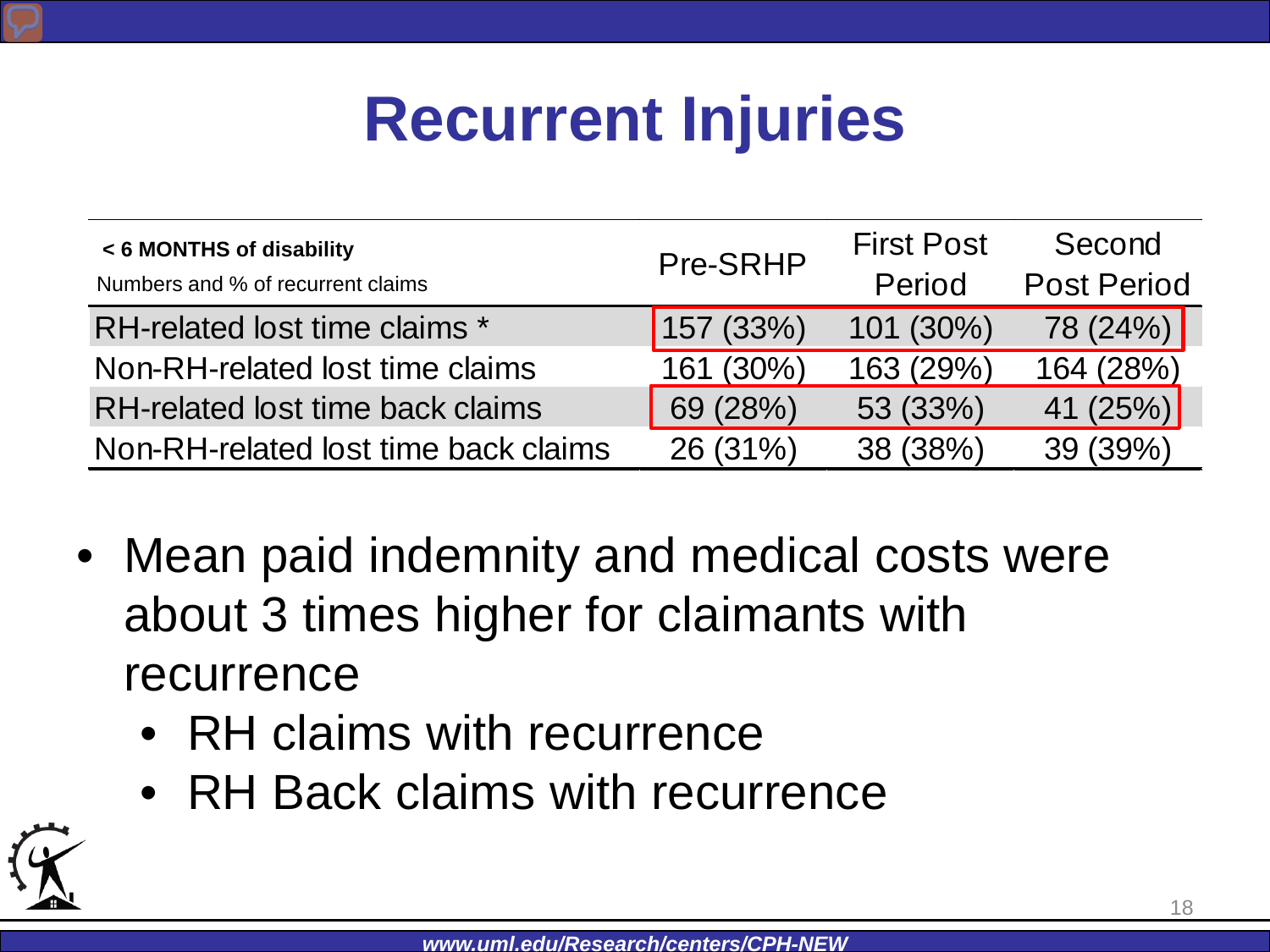# Recurrent Injuries

| **< 6 MONTHS of disability** Numbers and % of recurrent claims | Pre-SRHP | First Post Period | Second Post Period |
|---|---|---|---|
| RH-related lost time claims * | 157 (33%) | 101 (30%) | 78 (24%) |
| Non-RH-related lost time claims | 161 (30%) | 163 (29%) | 164 (28%) |
| RH-related lost time back claims | 69 (28%) | 53 (33%) | 41 (25%) |
| Non-RH-related lost time back claims | 26 (31%) | 38 (38%) | 39 (39%) |

- Mean paid indemnity and medical costs were about 3 times higher for claimants with recurrence
  - RH claims with recurrence
  - RH Back claims with recurrence

*www.uml.edu/Research/centers/CPH-NEW*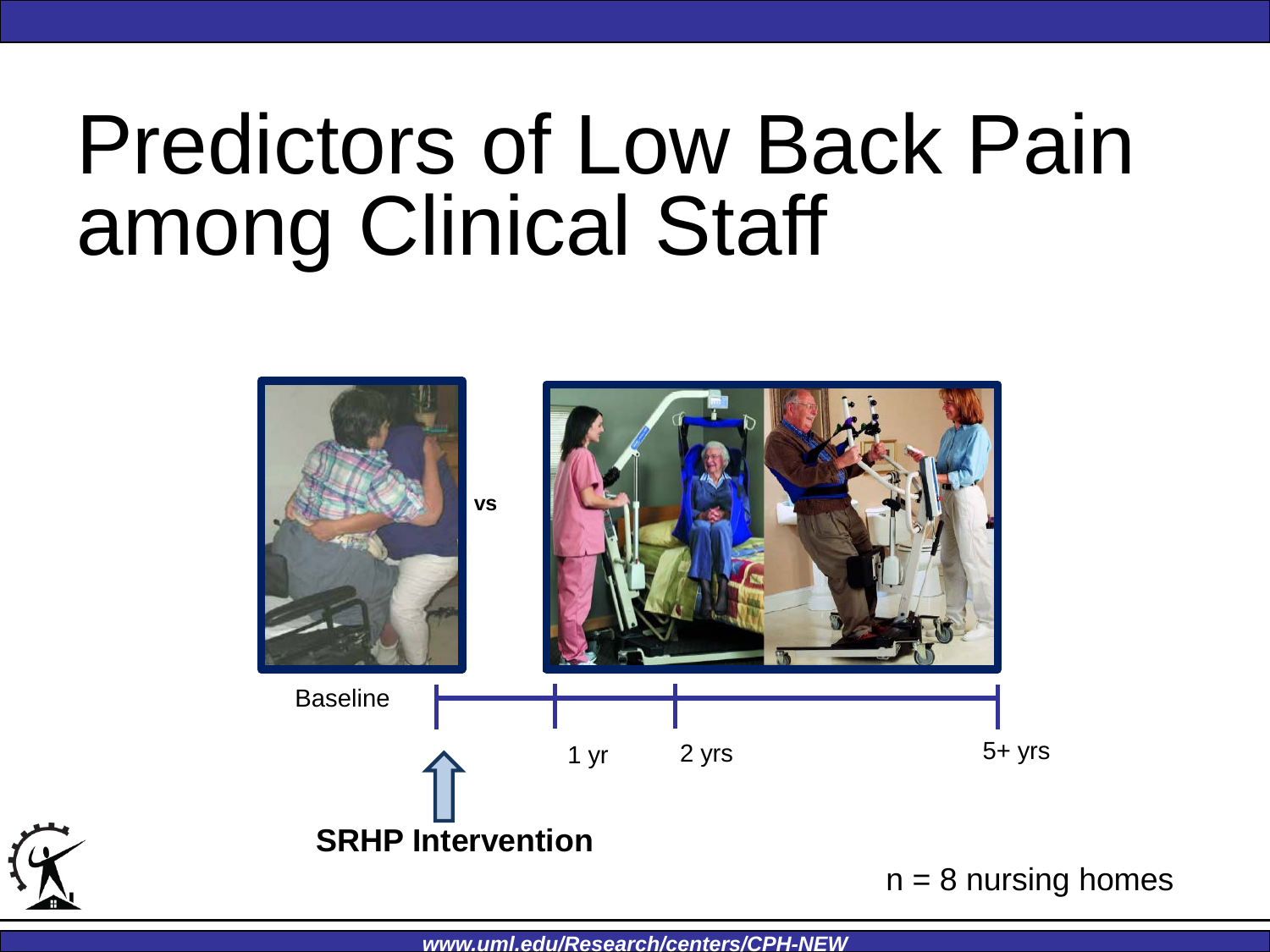# Predictors of Low Back Pain among Clinical Staff

vs

Baseline

1 yr

2 yrs

5+ yrs

**SRHP Intervention**

n = 8 nursing homes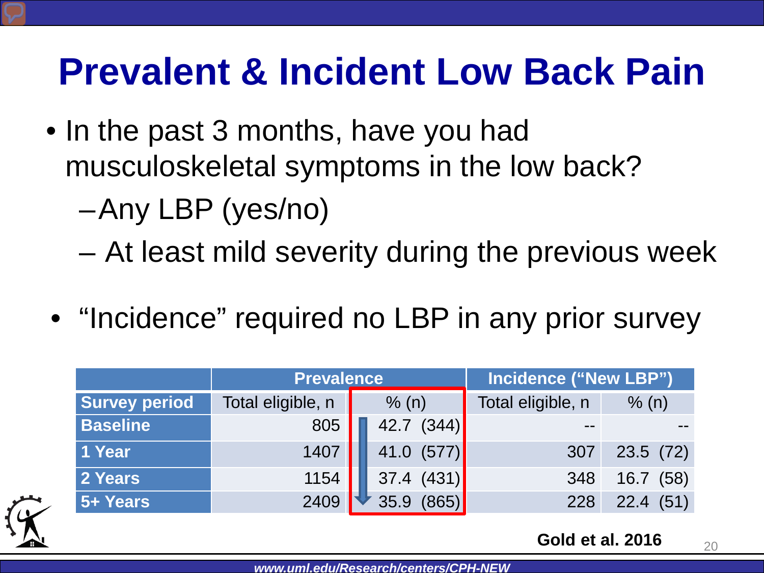# Prevalent & Incident Low Back Pain

- In the past 3 months, have you had musculoskeletal symptoms in the low back?
  - Any LBP (yes/no)
  - At least mild severity during the previous week

- "Incidence" required no LBP in any prior survey

| | Prevalence | | Incidence ("New LBP") | |
|---|---|---|---|---|
| **Survey period** | Total eligible, n | % (n) | Total eligible, n | % (n) |
| **Baseline** | 805 | 42.7 (344) | -- | -- |
| **1 Year** | 1407 | 41.0 (577) | 307 | 23.5 (72) |
| **2 Years** | 1154 | 37.4 (431) | 348 | 16.7 (58) |
| **5+ Years** | 2409 | 35.9 (865) | 228 | 22.4 (51) |

**Gold et al. 2016**

*www.uml.edu/Research/centers/CPH-NEW*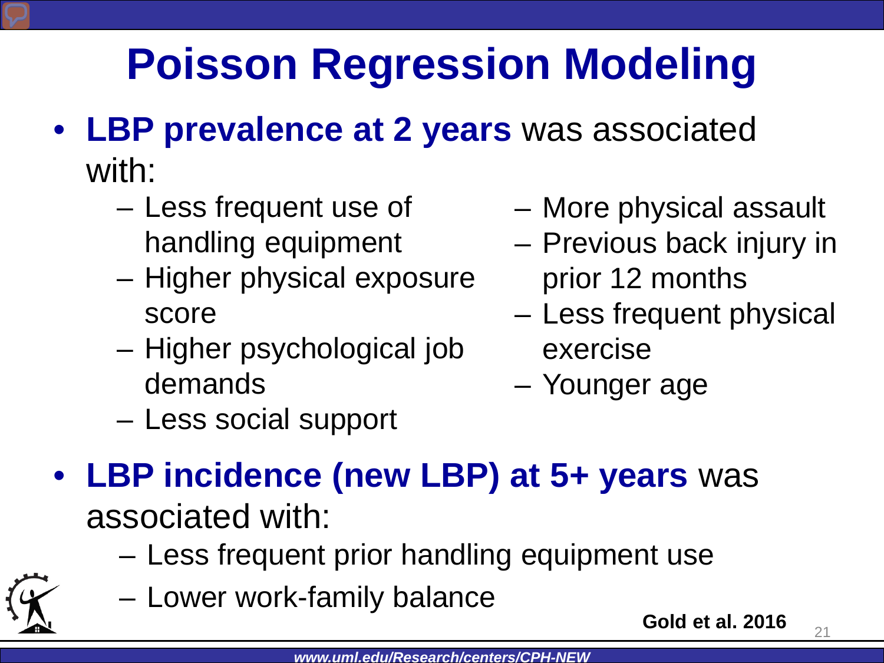# Poisson Regression Modeling

- **LBP prevalence at 2 years** was associated with:
  - Less frequent use of handling equipment
  - Higher physical exposure score
  - Higher psychological job demands
  - Less social support
  - More physical assault
  - Previous back injury in prior 12 months
  - Less frequent physical exercise
  - Younger age
- **LBP incidence (new LBP) at 5+ years** was associated with:
  - Less frequent prior handling equipment use
  - Lower work-family balance

**Gold et al. 2016**

*www.uml.edu/Research/centers/CPH-NEW*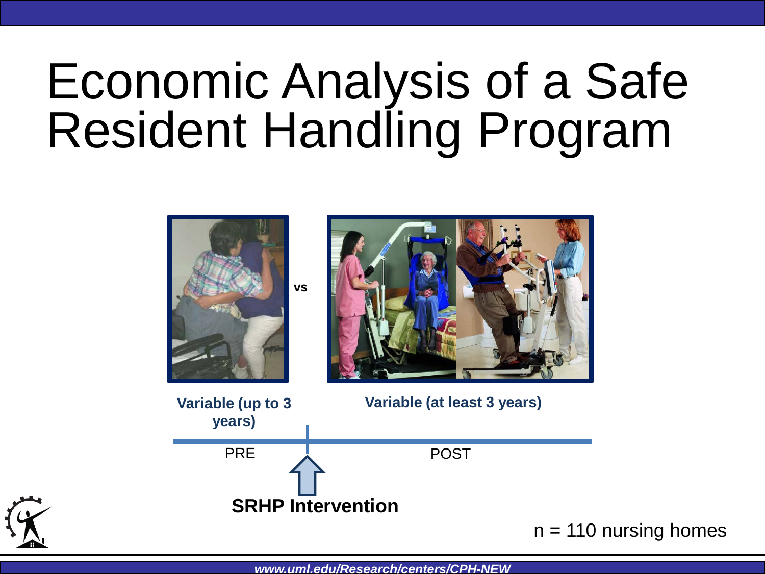# Economic Analysis of a Safe Resident Handling Program

vs

**Variable (up to 3 years)**

**Variable (at least 3 years)**

PRE

POST

**SRHP Intervention**

n = 110 nursing homes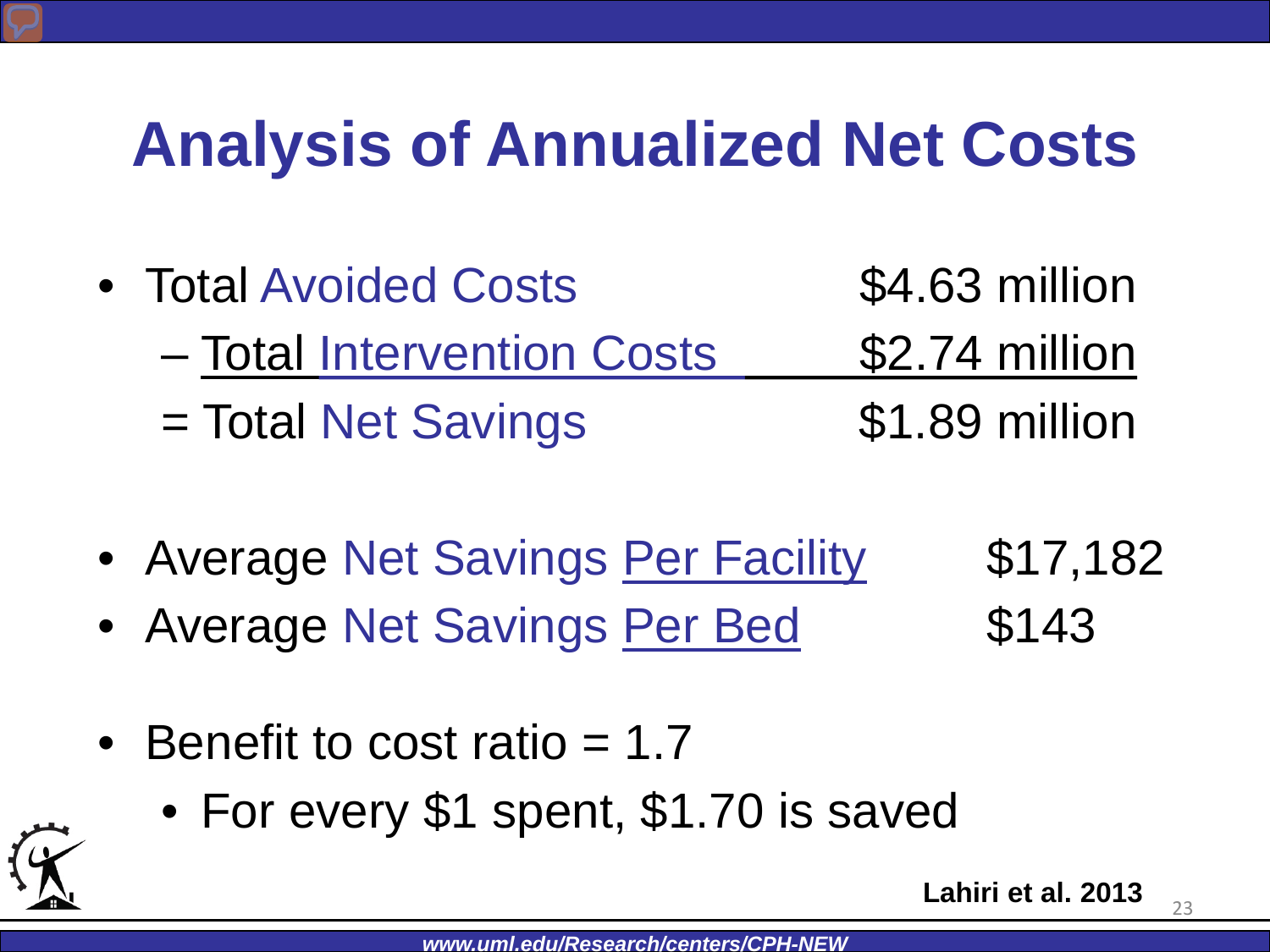# Analysis of Annualized Net Costs

- Total Avoided Costs $4.63 million
  - – Total Intervention Costs $2.74 million
  - = Total Net Savings $1.89 million

- Average Net Savings Per Facility $17,182
- Average Net Savings Per Bed $143

- Benefit to cost ratio = 1.7
  - For every $1 spent, $1.70 is saved

**Lahiri et al. 2013**

*www.uml.edu/Research/centers/CPH-NEW*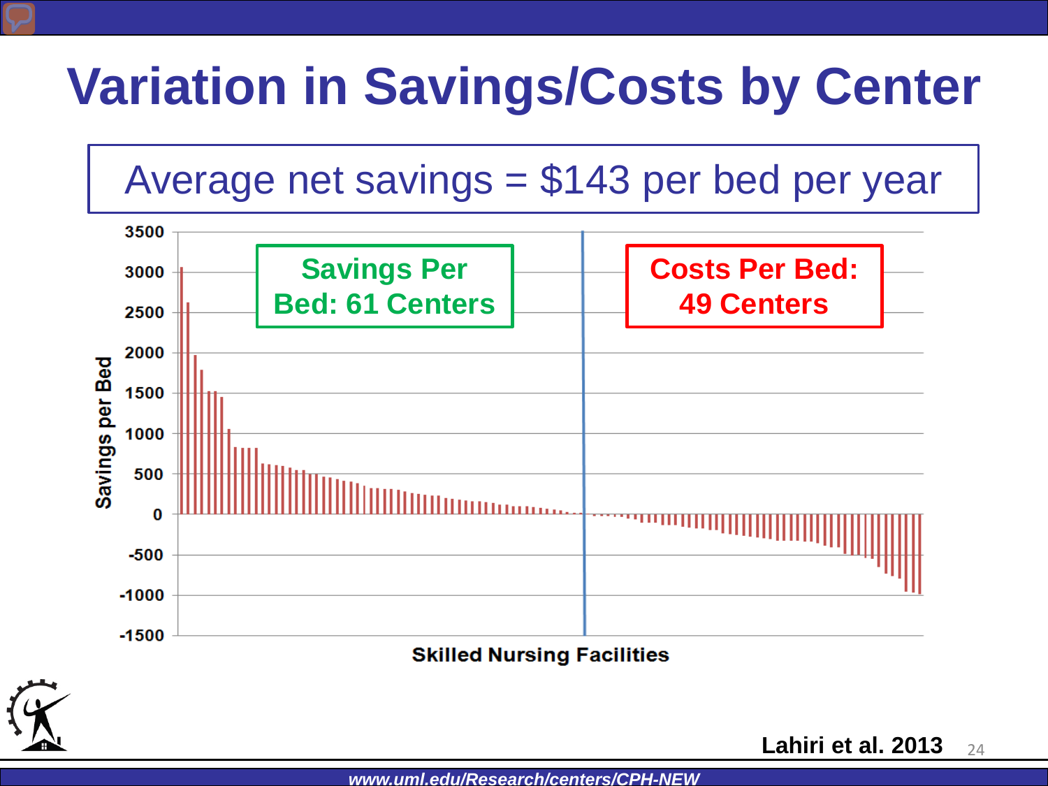# Variation in Savings/Costs by Center

Average net savings = $143 per bed per year

**Savings Per Bed: 61 Centers**

**Costs Per Bed: 49 Centers**

Savings per Bed

Skilled Nursing Facilities

**Lahiri et al. 2013**

*www.uml.edu/Research/centers/CPH-NEW*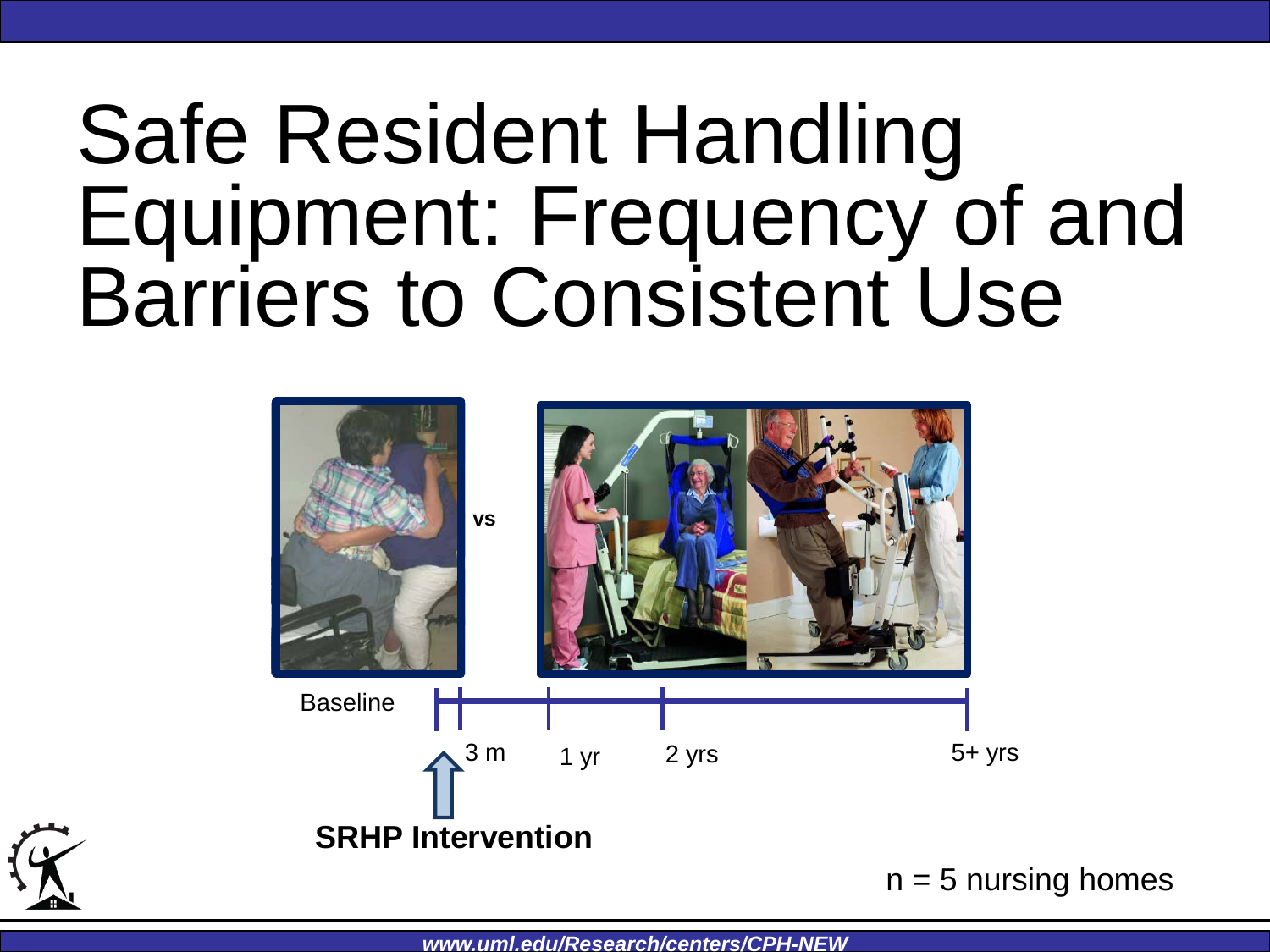# Safe Resident Handling Equipment: Frequency of and Barriers to Consistent Use

vs

Baseline

3 m | 1 yr | 2 yrs | 5+ yrs

**SRHP Intervention**

n = 5 nursing homes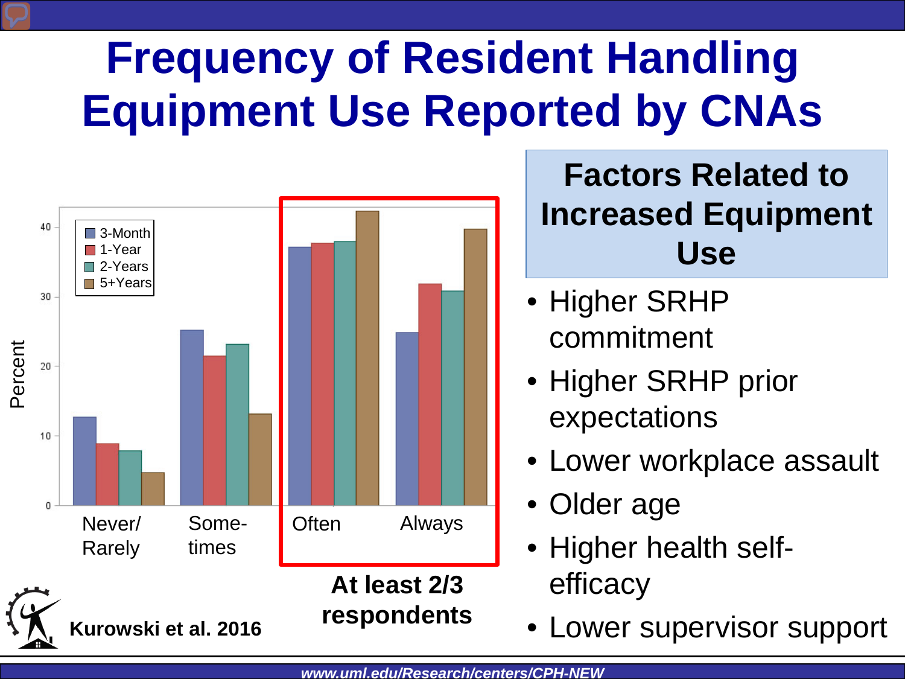# Frequency of Resident Handling Equipment Use Reported by CNAs

Percent

| | 3-Month | 1-Year | 2-Years | 5+Years |
|---|---|---|---|---|
| Never/ Rarely | | | | |
| Some- times | | | | |
| Often | | | | |
| Always | | | | |

At least 2/3 respondents

Kurowski et al. 2016

## Factors Related to Increased Equipment Use

- Higher SRHP commitment
- Higher SRHP prior expectations
- Lower workplace assault
- Older age
- Higher health self-efficacy
- Lower supervisor support

*www.uml.edu/Research/centers/CPH-NEW*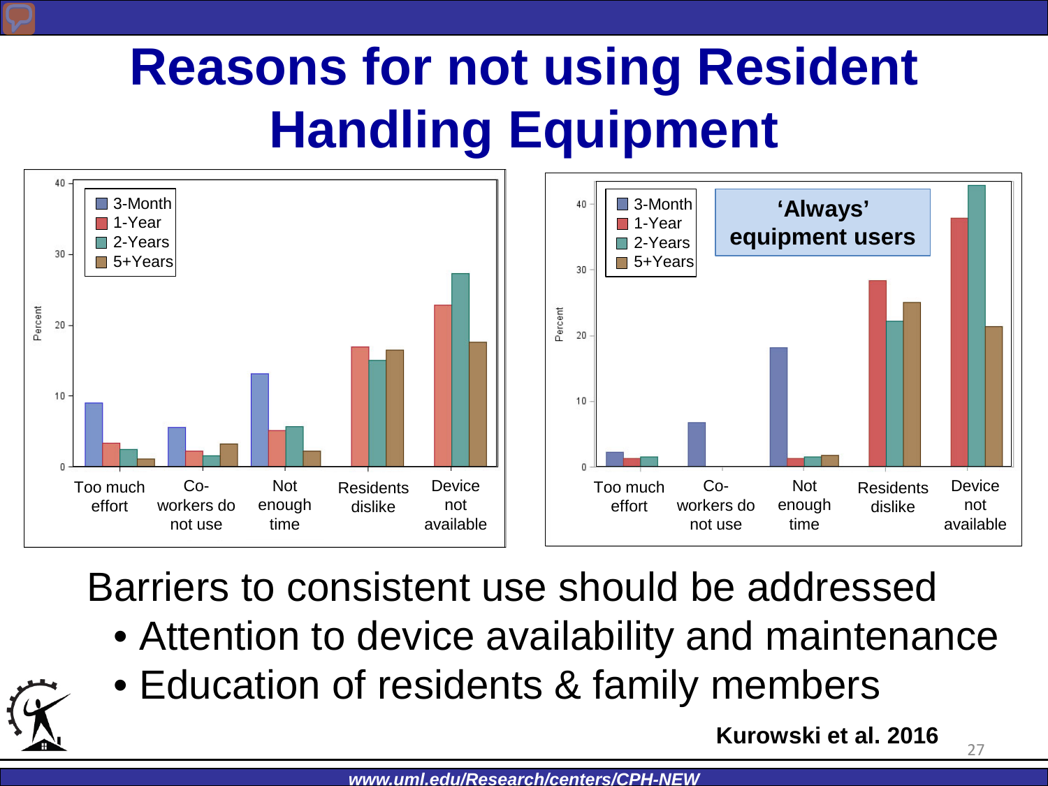# Reasons for not using Resident Handling Equipment

Barriers to consistent use should be addressed

- Attention to device availability and maintenance
- Education of residents & family members

**Kurowski et al. 2016**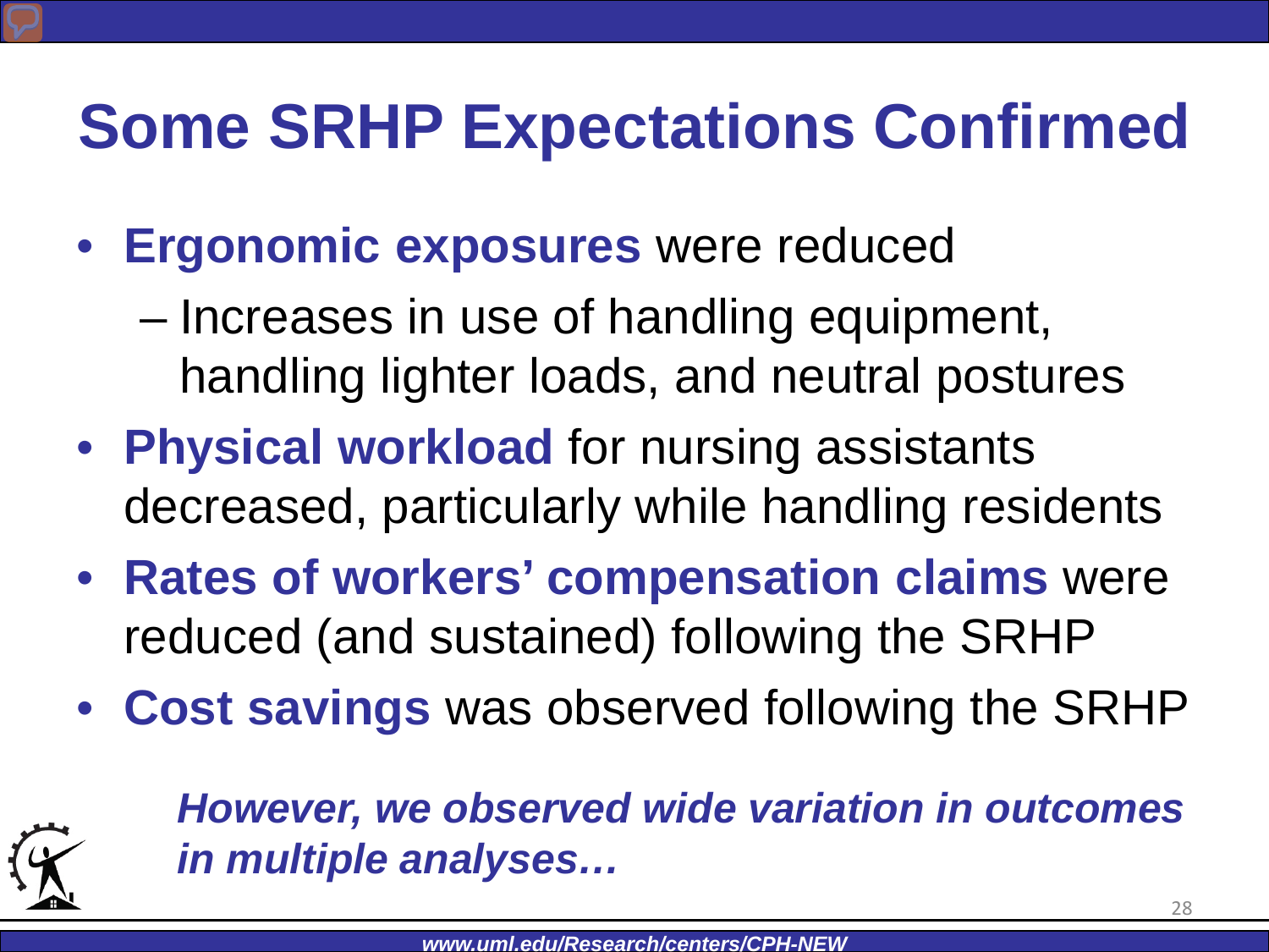# Some SRHP Expectations Confirmed

- **Ergonomic exposures** were reduced
  - Increases in use of handling equipment, handling lighter loads, and neutral postures
- **Physical workload** for nursing assistants decreased, particularly while handling residents
- **Rates of workers' compensation claims** were reduced (and sustained) following the SRHP
- **Cost savings** was observed following the SRHP

***However, we observed wide variation in outcomes in multiple analyses…***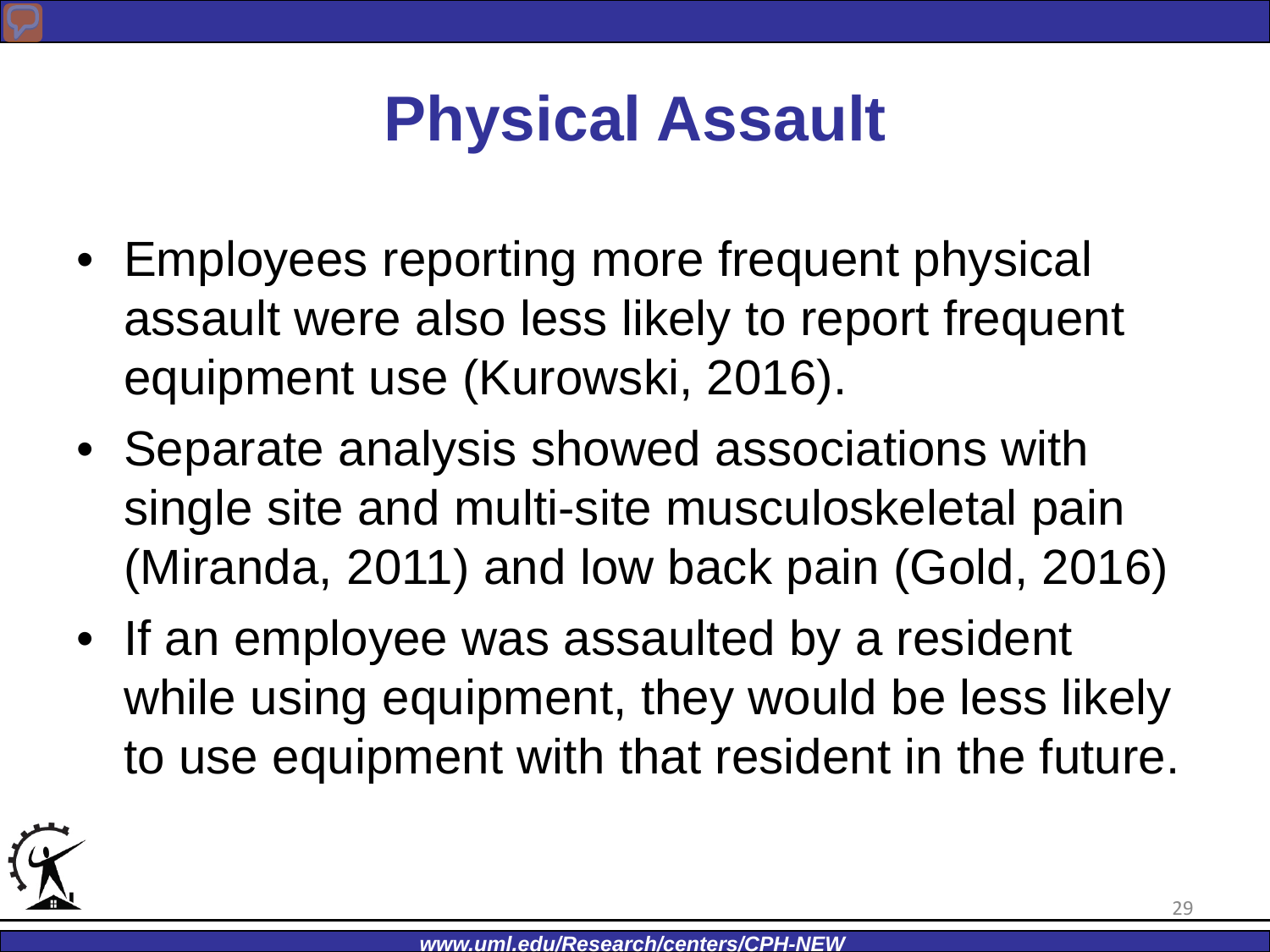# Physical Assault

- Employees reporting more frequent physical assault were also less likely to report frequent equipment use (Kurowski, 2016).
- Separate analysis showed associations with single site and multi-site musculoskeletal pain (Miranda, 2011) and low back pain (Gold, 2016)
- If an employee was assaulted by a resident while using equipment, they would be less likely to use equipment with that resident in the future.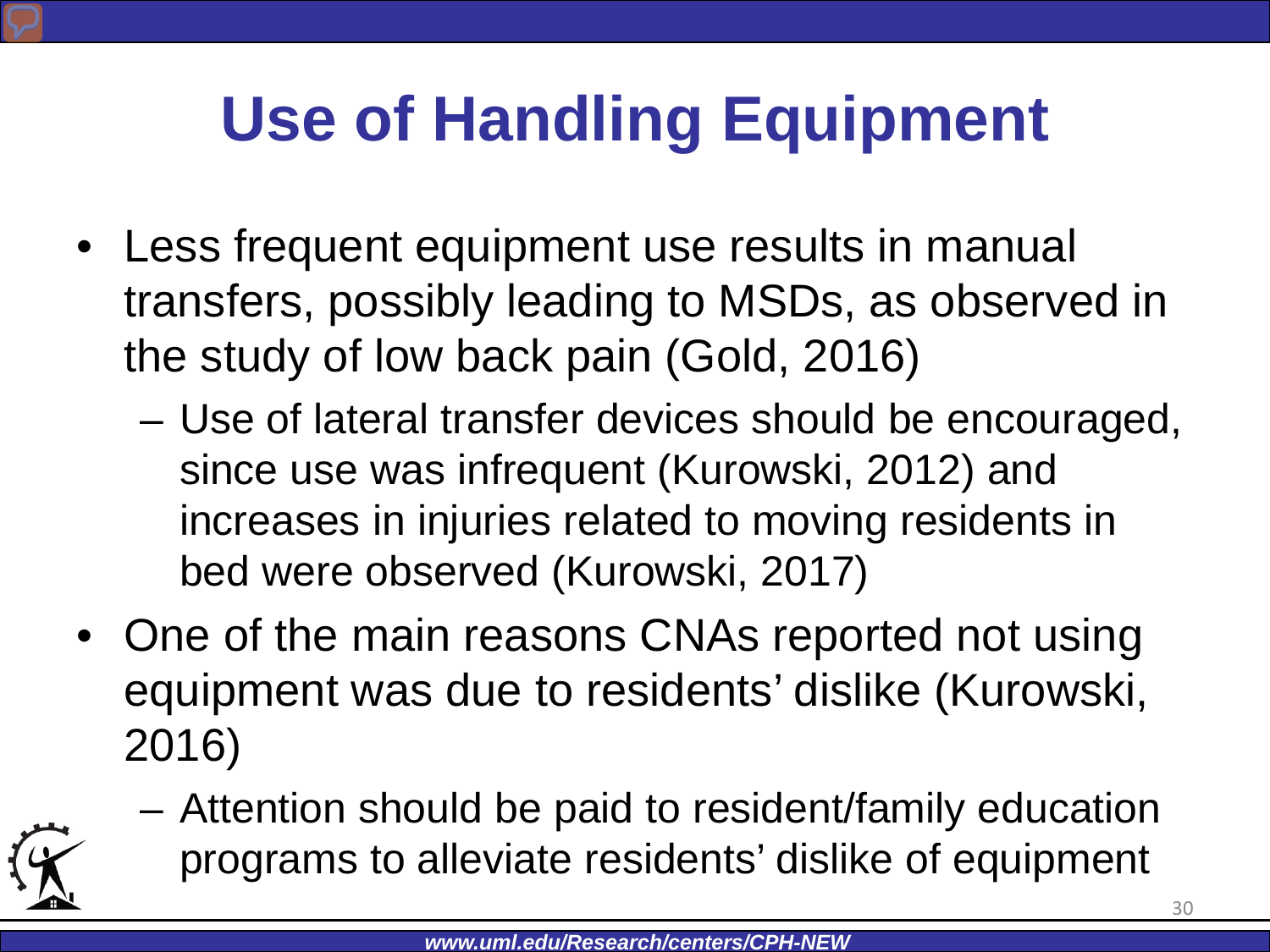# Use of Handling Equipment

- Less frequent equipment use results in manual transfers, possibly leading to MSDs, as observed in the study of low back pain (Gold, 2016)
  - Use of lateral transfer devices should be encouraged, since use was infrequent (Kurowski, 2012) and increases in injuries related to moving residents in bed were observed (Kurowski, 2017)
- One of the main reasons CNAs reported not using equipment was due to residents' dislike (Kurowski, 2016)
  - Attention should be paid to resident/family education programs to alleviate residents' dislike of equipment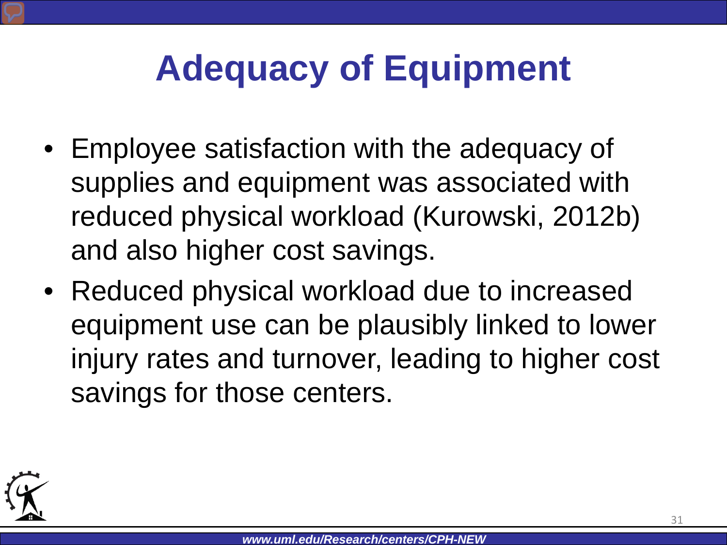# Adequacy of Equipment

- Employee satisfaction with the adequacy of supplies and equipment was associated with reduced physical workload (Kurowski, 2012b) and also higher cost savings.
- Reduced physical workload due to increased equipment use can be plausibly linked to lower injury rates and turnover, leading to higher cost savings for those centers.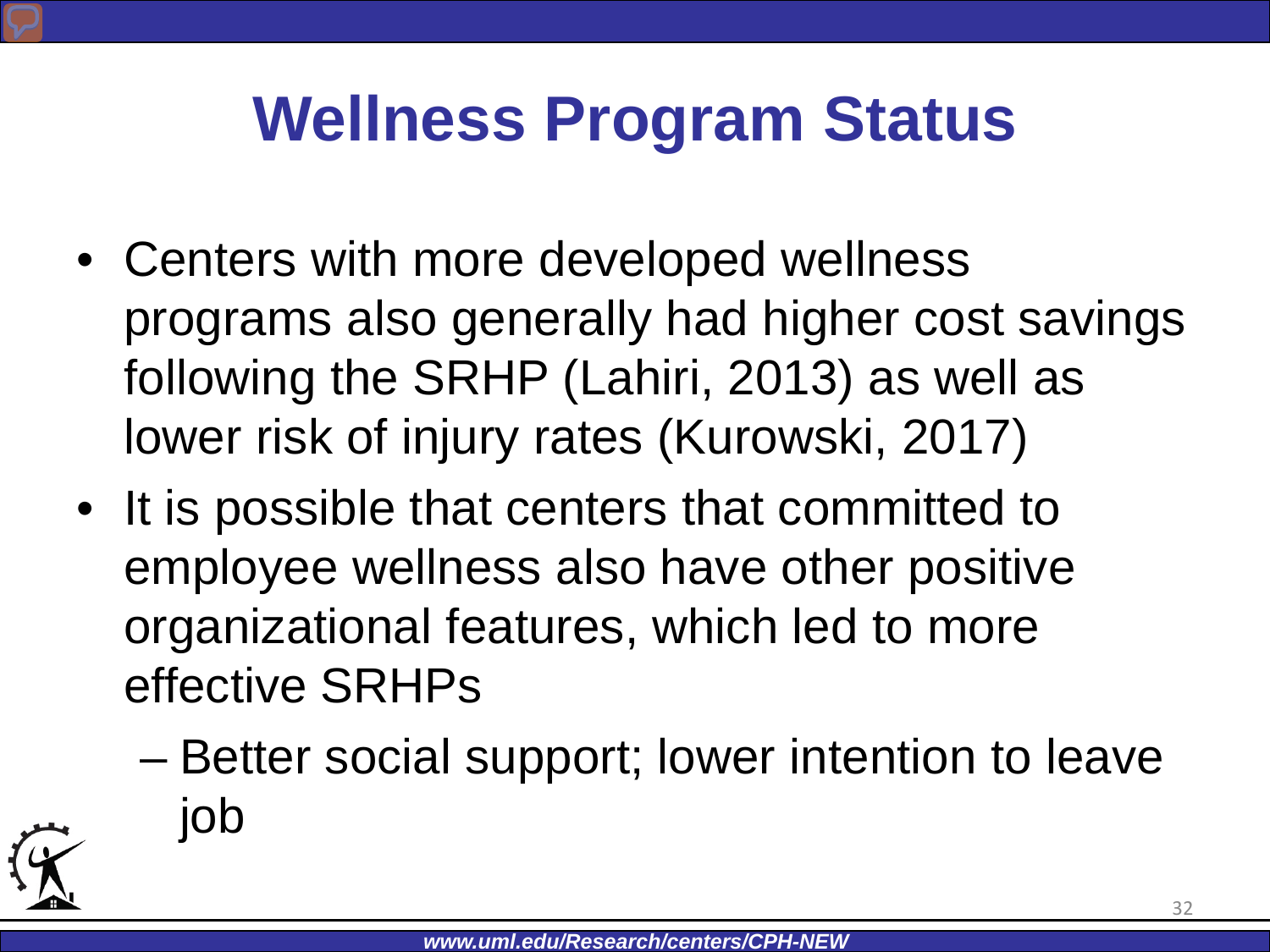# Wellness Program Status

- Centers with more developed wellness programs also generally had higher cost savings following the SRHP (Lahiri, 2013) as well as lower risk of injury rates (Kurowski, 2017)
- It is possible that centers that committed to employee wellness also have other positive organizational features, which led to more effective SRHPs
  - Better social support; lower intention to leave job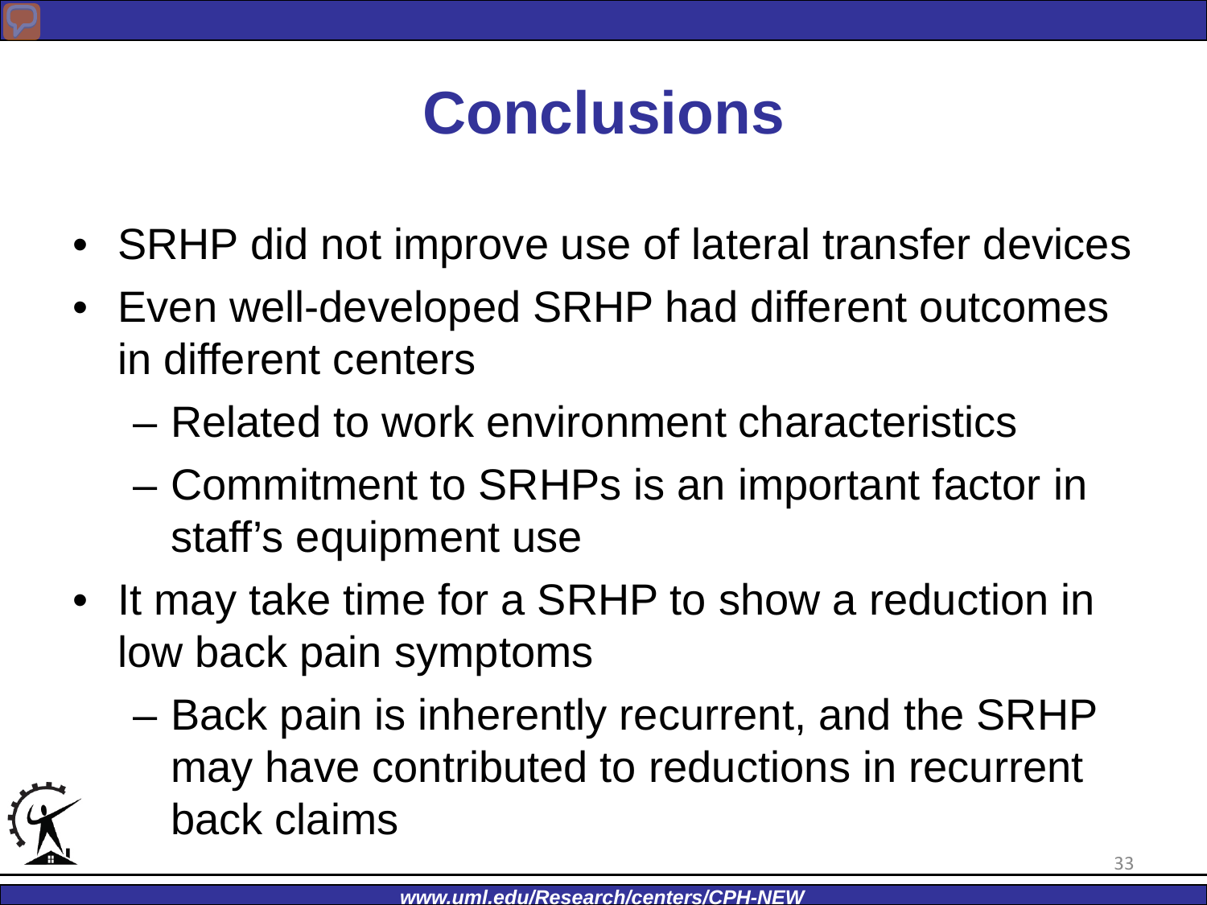# Conclusions

- SRHP did not improve use of lateral transfer devices
- Even well-developed SRHP had different outcomes in different centers
  - Related to work environment characteristics
  - Commitment to SRHPs is an important factor in staff's equipment use
- It may take time for a SRHP to show a reduction in low back pain symptoms
  - Back pain is inherently recurrent, and the SRHP may have contributed to reductions in recurrent back claims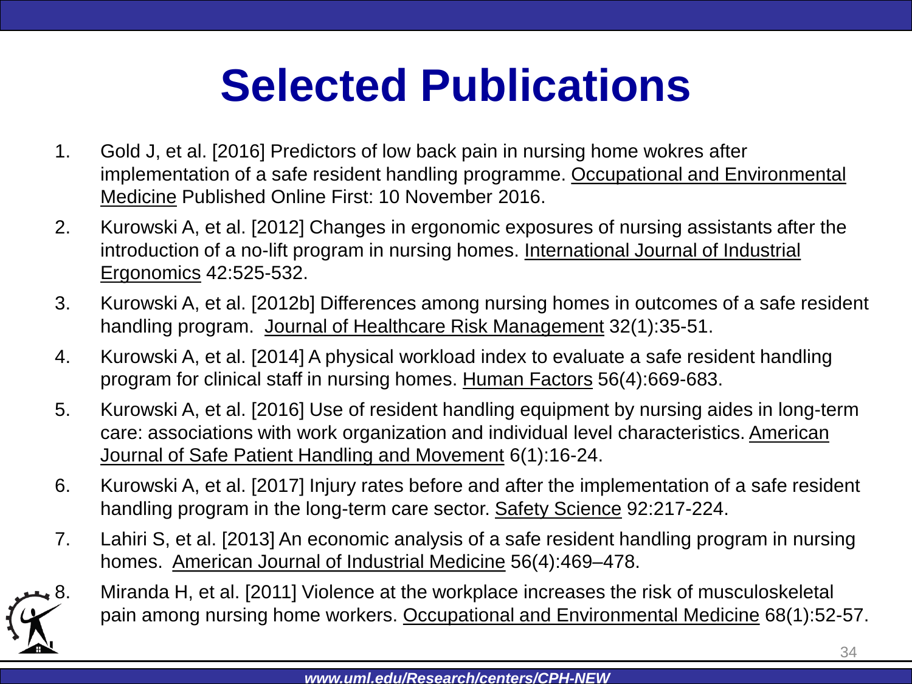# Selected Publications

1. Gold J, et al. [2016] Predictors of low back pain in nursing home wokres after implementation of a safe resident handling programme. Occupational and Environmental Medicine Published Online First: 10 November 2016.
2. Kurowski A, et al. [2012] Changes in ergonomic exposures of nursing assistants after the introduction of a no-lift program in nursing homes. International Journal of Industrial Ergonomics 42:525-532.
3. Kurowski A, et al. [2012b] Differences among nursing homes in outcomes of a safe resident handling program. Journal of Healthcare Risk Management 32(1):35-51.
4. Kurowski A, et al. [2014] A physical workload index to evaluate a safe resident handling program for clinical staff in nursing homes. Human Factors 56(4):669-683.
5. Kurowski A, et al. [2016] Use of resident handling equipment by nursing aides in long-term care: associations with work organization and individual level characteristics. American Journal of Safe Patient Handling and Movement 6(1):16-24.
6. Kurowski A, et al. [2017] Injury rates before and after the implementation of a safe resident handling program in the long-term care sector. Safety Science 92:217-224.
7. Lahiri S, et al. [2013] An economic analysis of a safe resident handling program in nursing homes. American Journal of Industrial Medicine 56(4):469–478.
8. Miranda H, et al. [2011] Violence at the workplace increases the risk of musculoskeletal pain among nursing home workers. Occupational and Environmental Medicine 68(1):52-57.

*www.uml.edu/Research/centers/CPH-NEW*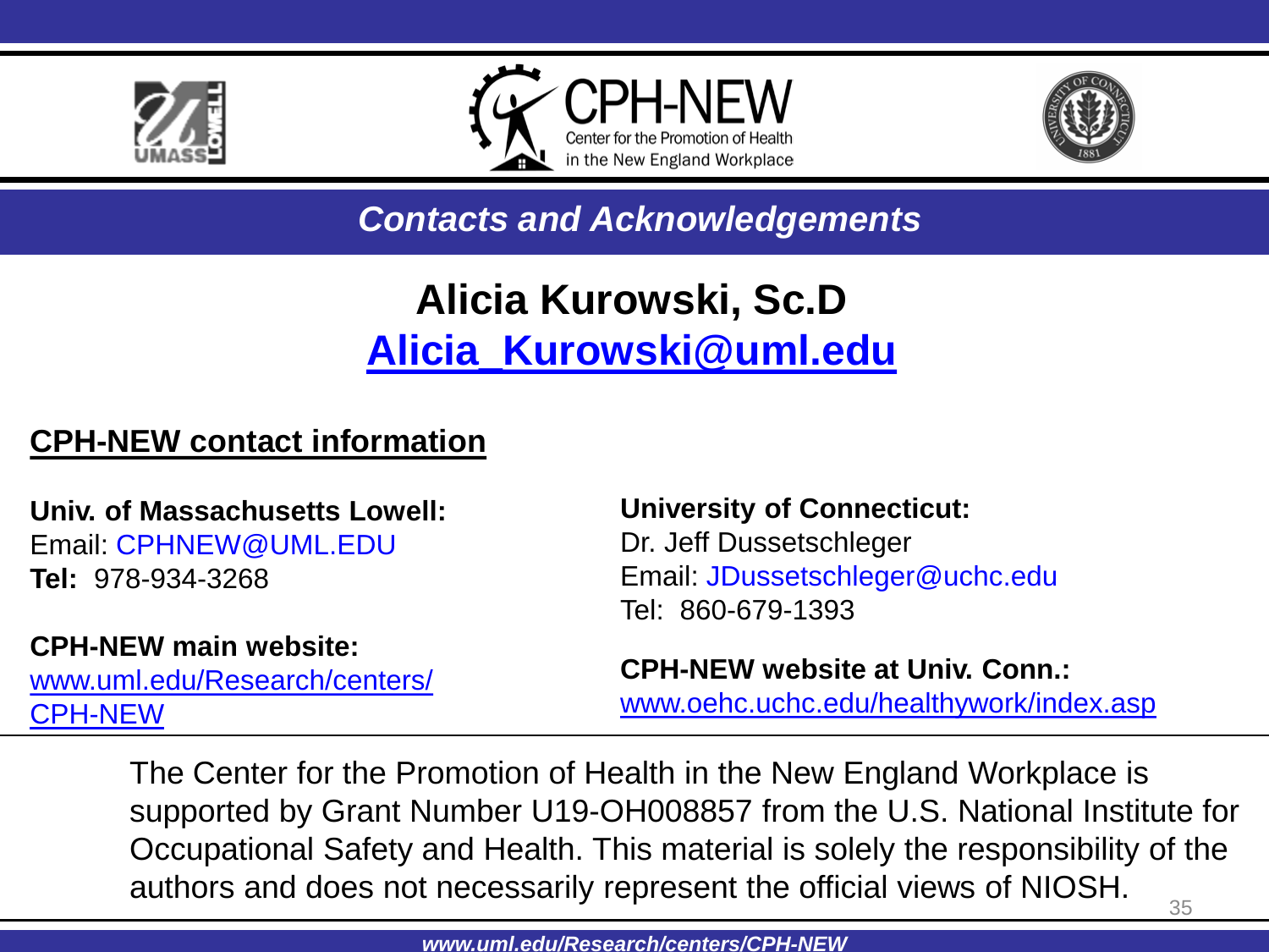## Contacts and Acknowledgements

# Alicia Kurowski, Sc.D

**Alicia_Kurowski@uml.edu**

### CPH-NEW contact information

**Univ. of Massachusetts Lowell:**
Email: CPHNEW@UML.EDU
**Tel:** 978-934-3268

**CPH-NEW main website:**
www.uml.edu/Research/centers/CPH-NEW

**University of Connecticut:**
Dr. Jeff Dussetschleger
Email: JDussetschleger@uchc.edu
Tel: 860-679-1393

**CPH-NEW website at Univ. Conn.:**
www.oehc.uchc.edu/healthywork/index.asp

The Center for the Promotion of Health in the New England Workplace is supported by Grant Number U19-OH008857 from the U.S. National Institute for Occupational Safety and Health. This material is solely the responsibility of the authors and does not necessarily represent the official views of NIOSH.